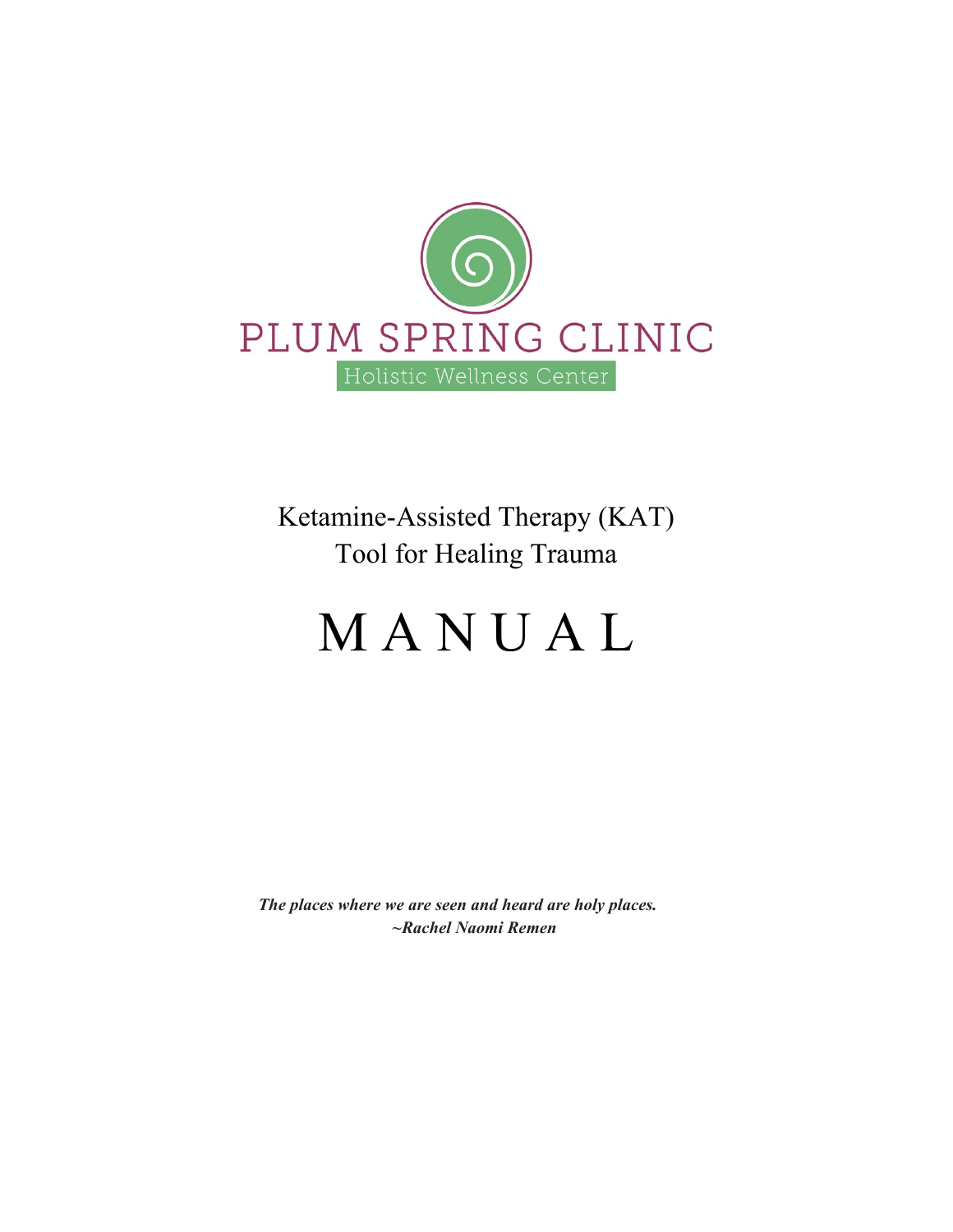PLUM SPRING CLINIC

Holistic Wellness Center

Ketamine-Assisted Therapy (KAT)
Tool for Healing Trauma

# M A N U A L

***The places where we are seen and heard are holy places.***
***~Rachel Naomi Remen***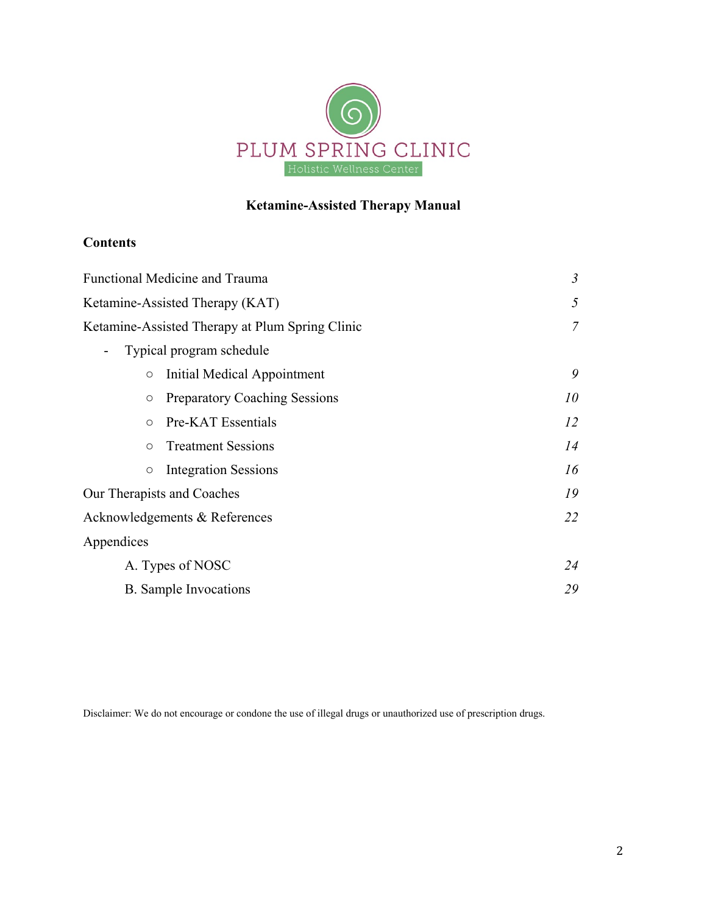PLUM SPRING CLINIC

Holistic Wellness Center

# Ketamine-Assisted Therapy Manual

## Contents

| | |
|---|---|
| Functional Medicine and Trauma | *3* |
| Ketamine-Assisted Therapy (KAT) | *5* |
| Ketamine-Assisted Therapy at Plum Spring Clinic | *7* |
| - Typical program schedule | |
| ○ Initial Medical Appointment | *9* |
| ○ Preparatory Coaching Sessions | *10* |
| ○ Pre-KAT Essentials | *12* |
| ○ Treatment Sessions | *14* |
| ○ Integration Sessions | *16* |
| Our Therapists and Coaches | *19* |
| Acknowledgements & References | *22* |
| Appendices | |
| A. Types of NOSC | *24* |
| B. Sample Invocations | *29* |

Disclaimer: We do not encourage or condone the use of illegal drugs or unauthorized use of prescription drugs.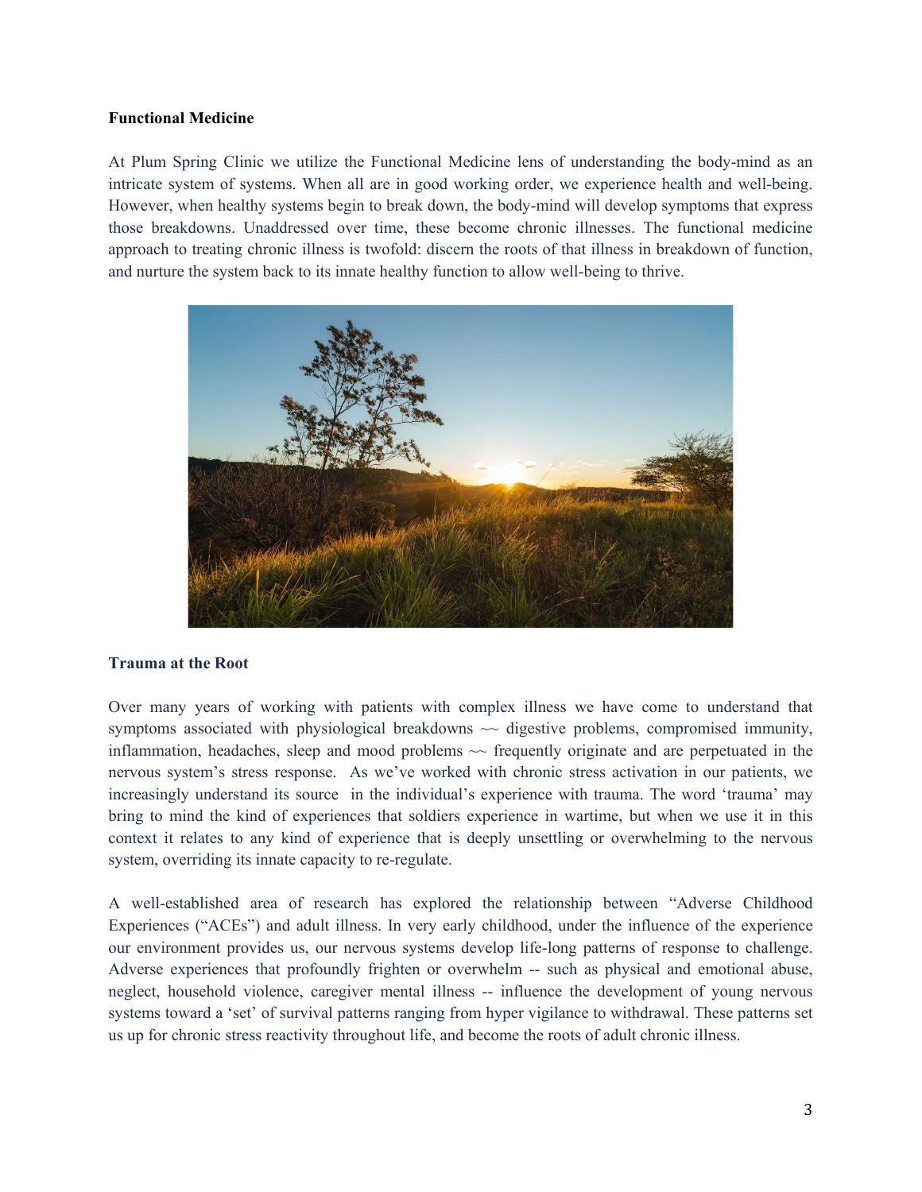**Functional Medicine**

At Plum Spring Clinic we utilize the Functional Medicine lens of understanding the body-mind as an intricate system of systems. When all are in good working order, we experience health and well-being. However, when healthy systems begin to break down, the body-mind will develop symptoms that express those breakdowns. Unaddressed over time, these become chronic illnesses. The functional medicine approach to treating chronic illness is twofold: discern the roots of that illness in breakdown of function, and nurture the system back to its innate healthy function to allow well-being to thrive.

**Trauma at the Root**

Over many years of working with patients with complex illness we have come to understand that symptoms associated with physiological breakdowns ~~ digestive problems, compromised immunity, inflammation, headaches, sleep and mood problems ~~ frequently originate and are perpetuated in the nervous system's stress response.  As we've worked with chronic stress activation in our patients, we increasingly understand its source  in the individual's experience with trauma. The word 'trauma' may bring to mind the kind of experiences that soldiers experience in wartime, but when we use it in this context it relates to any kind of experience that is deeply unsettling or overwhelming to the nervous system, overriding its innate capacity to re-regulate.

A well-established area of research has explored the relationship between "Adverse Childhood Experiences ("ACEs") and adult illness. In very early childhood, under the influence of the experience our environment provides us, our nervous systems develop life-long patterns of response to challenge. Adverse experiences that profoundly frighten or overwhelm -- such as physical and emotional abuse, neglect, household violence, caregiver mental illness -- influence the development of young nervous systems toward a 'set' of survival patterns ranging from hyper vigilance to withdrawal. These patterns set us up for chronic stress reactivity throughout life, and become the roots of adult chronic illness.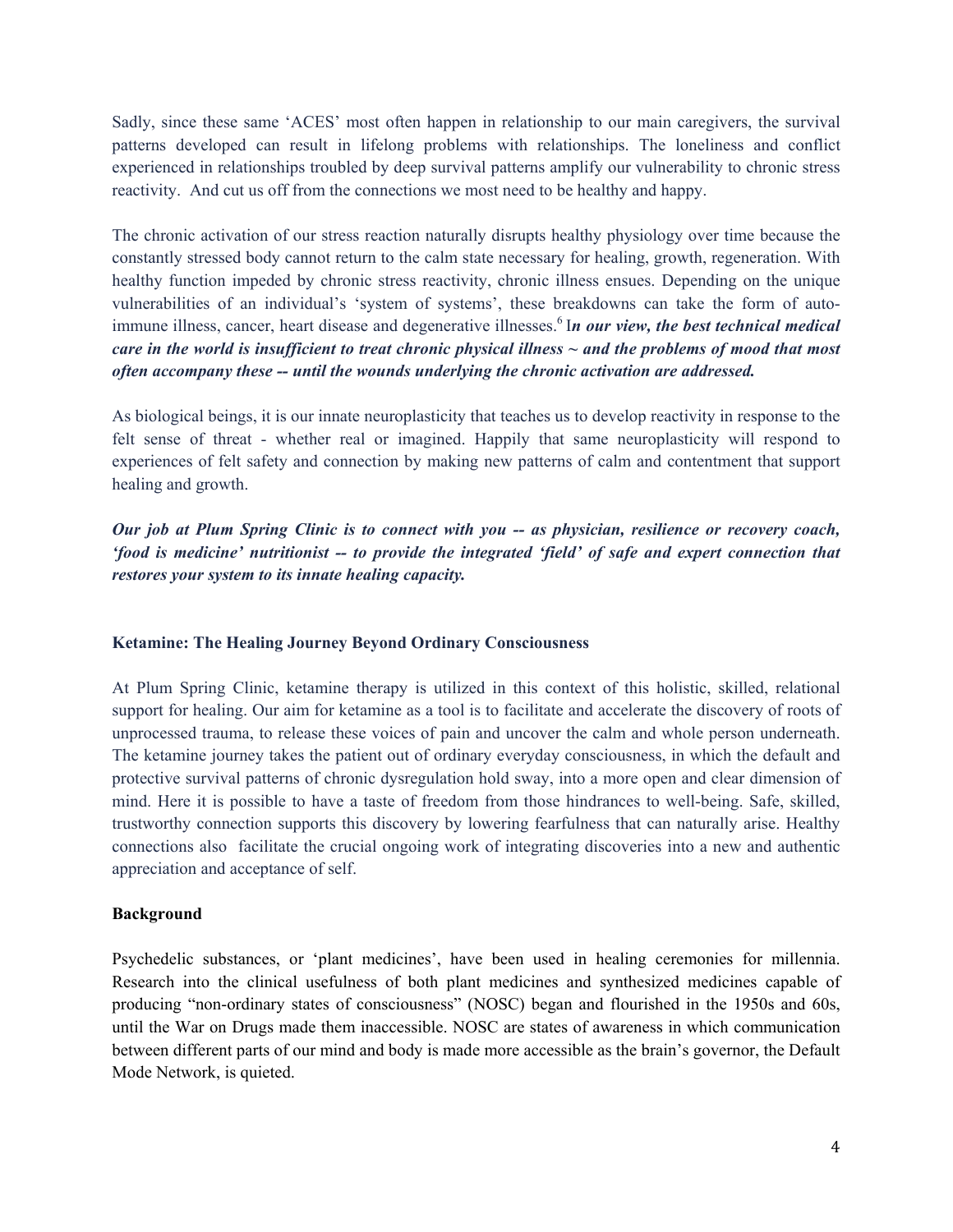Sadly, since these same 'ACES' most often happen in relationship to our main caregivers, the survival patterns developed can result in lifelong problems with relationships. The loneliness and conflict experienced in relationships troubled by deep survival patterns amplify our vulnerability to chronic stress reactivity. And cut us off from the connections we most need to be healthy and happy.

The chronic activation of our stress reaction naturally disrupts healthy physiology over time because the constantly stressed body cannot return to the calm state necessary for healing, growth, regeneration. With healthy function impeded by chronic stress reactivity, chronic illness ensues. Depending on the unique vulnerabilities of an individual's 'system of systems', these breakdowns can take the form of auto-immune illness, cancer, heart disease and degenerative illnesses.[6] I***n our view, the best technical medical care in the world is insufficient to treat chronic physical illness ~ and the problems of mood that most often accompany these -- until the wounds underlying the chronic activation are addressed.***

As biological beings, it is our innate neuroplasticity that teaches us to develop reactivity in response to the felt sense of threat - whether real or imagined. Happily that same neuroplasticity will respond to experiences of felt safety and connection by making new patterns of calm and contentment that support healing and growth.

***Our job at Plum Spring Clinic is to connect with you -- as physician, resilience or recovery coach, 'food is medicine' nutritionist -- to provide the integrated 'field' of safe and expert connection that restores your system to its innate healing capacity.***

**Ketamine: The Healing Journey Beyond Ordinary Consciousness**

At Plum Spring Clinic, ketamine therapy is utilized in this context of this holistic, skilled, relational support for healing. Our aim for ketamine as a tool is to facilitate and accelerate the discovery of roots of unprocessed trauma, to release these voices of pain and uncover the calm and whole person underneath. The ketamine journey takes the patient out of ordinary everyday consciousness, in which the default and protective survival patterns of chronic dysregulation hold sway, into a more open and clear dimension of mind. Here it is possible to have a taste of freedom from those hindrances to well-being. Safe, skilled, trustworthy connection supports this discovery by lowering fearfulness that can naturally arise. Healthy connections also facilitate the crucial ongoing work of integrating discoveries into a new and authentic appreciation and acceptance of self.

**Background**

Psychedelic substances, or 'plant medicines', have been used in healing ceremonies for millennia. Research into the clinical usefulness of both plant medicines and synthesized medicines capable of producing "non-ordinary states of consciousness" (NOSC) began and flourished in the 1950s and 60s, until the War on Drugs made them inaccessible. NOSC are states of awareness in which communication between different parts of our mind and body is made more accessible as the brain's governor, the Default Mode Network, is quieted.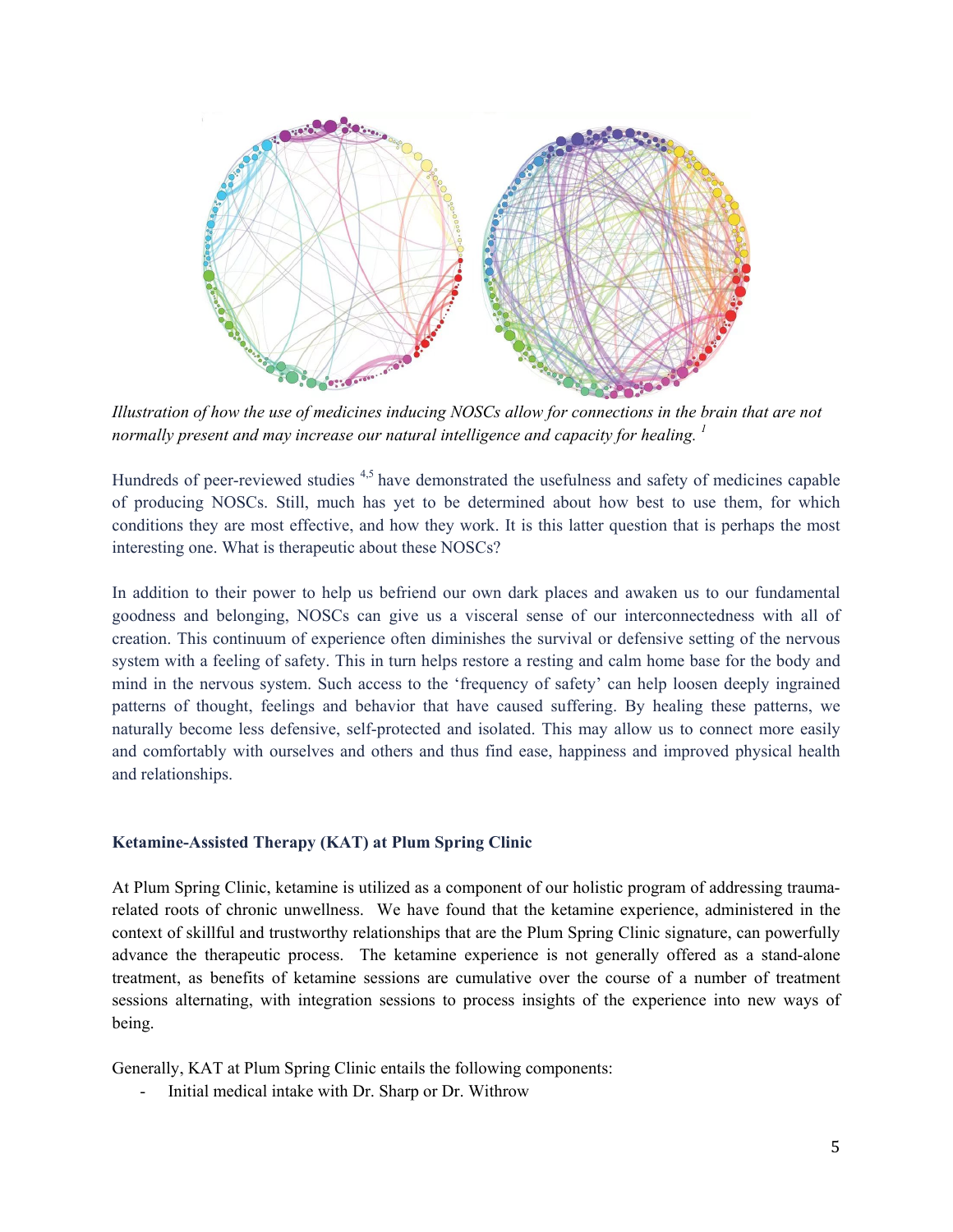*Illustration of how the use of medicines inducing NOSCs allow for connections in the brain that are not normally present and may increase our natural intelligence and capacity for healing.* [1]

Hundreds of peer-reviewed studies [4,5] have demonstrated the usefulness and safety of medicines capable of producing NOSCs. Still, much has yet to be determined about how best to use them, for which conditions they are most effective, and how they work. It is this latter question that is perhaps the most interesting one. What is therapeutic about these NOSCs?

In addition to their power to help us befriend our own dark places and awaken us to our fundamental goodness and belonging, NOSCs can give us a visceral sense of our interconnectedness with all of creation. This continuum of experience often diminishes the survival or defensive setting of the nervous system with a feeling of safety. This in turn helps restore a resting and calm home base for the body and mind in the nervous system. Such access to the 'frequency of safety' can help loosen deeply ingrained patterns of thought, feelings and behavior that have caused suffering. By healing these patterns, we naturally become less defensive, self-protected and isolated. This may allow us to connect more easily and comfortably with ourselves and others and thus find ease, happiness and improved physical health and relationships.

### Ketamine-Assisted Therapy (KAT) at Plum Spring Clinic

At Plum Spring Clinic, ketamine is utilized as a component of our holistic program of addressing trauma-related roots of chronic unwellness. We have found that the ketamine experience, administered in the context of skillful and trustworthy relationships that are the Plum Spring Clinic signature, can powerfully advance the therapeutic process. The ketamine experience is not generally offered as a stand-alone treatment, as benefits of ketamine sessions are cumulative over the course of a number of treatment sessions alternating, with integration sessions to process insights of the experience into new ways of being.

Generally, KAT at Plum Spring Clinic entails the following components:

- Initial medical intake with Dr. Sharp or Dr. Withrow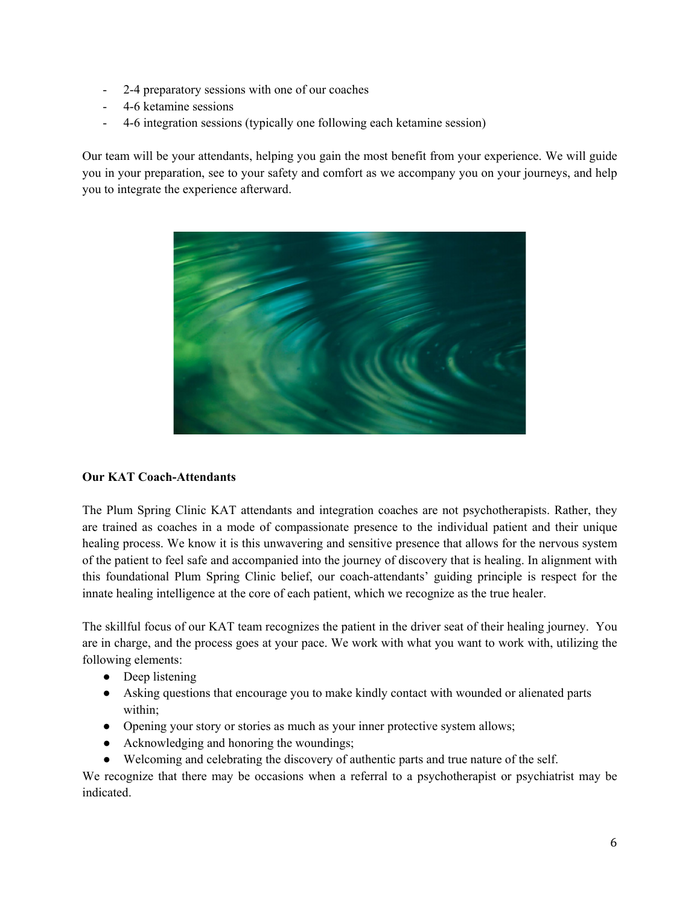- 2-4 preparatory sessions with one of our coaches
- 4-6 ketamine sessions
- 4-6 integration sessions (typically one following each ketamine session)

Our team will be your attendants, helping you gain the most benefit from your experience. We will guide you in your preparation, see to your safety and comfort as we accompany you on your journeys, and help you to integrate the experience afterward.

**Our KAT Coach-Attendants**

The Plum Spring Clinic KAT attendants and integration coaches are not psychotherapists. Rather, they are trained as coaches in a mode of compassionate presence to the individual patient and their unique healing process. We know it is this unwavering and sensitive presence that allows for the nervous system of the patient to feel safe and accompanied into the journey of discovery that is healing. In alignment with this foundational Plum Spring Clinic belief, our coach-attendants' guiding principle is respect for the innate healing intelligence at the core of each patient, which we recognize as the true healer.

The skillful focus of our KAT team recognizes the patient in the driver seat of their healing journey. You are in charge, and the process goes at your pace. We work with what you want to work with, utilizing the following elements:

- Deep listening
- Asking questions that encourage you to make kindly contact with wounded or alienated parts within;
- Opening your story or stories as much as your inner protective system allows;
- Acknowledging and honoring the woundings;
- Welcoming and celebrating the discovery of authentic parts and true nature of the self.

We recognize that there may be occasions when a referral to a psychotherapist or psychiatrist may be indicated.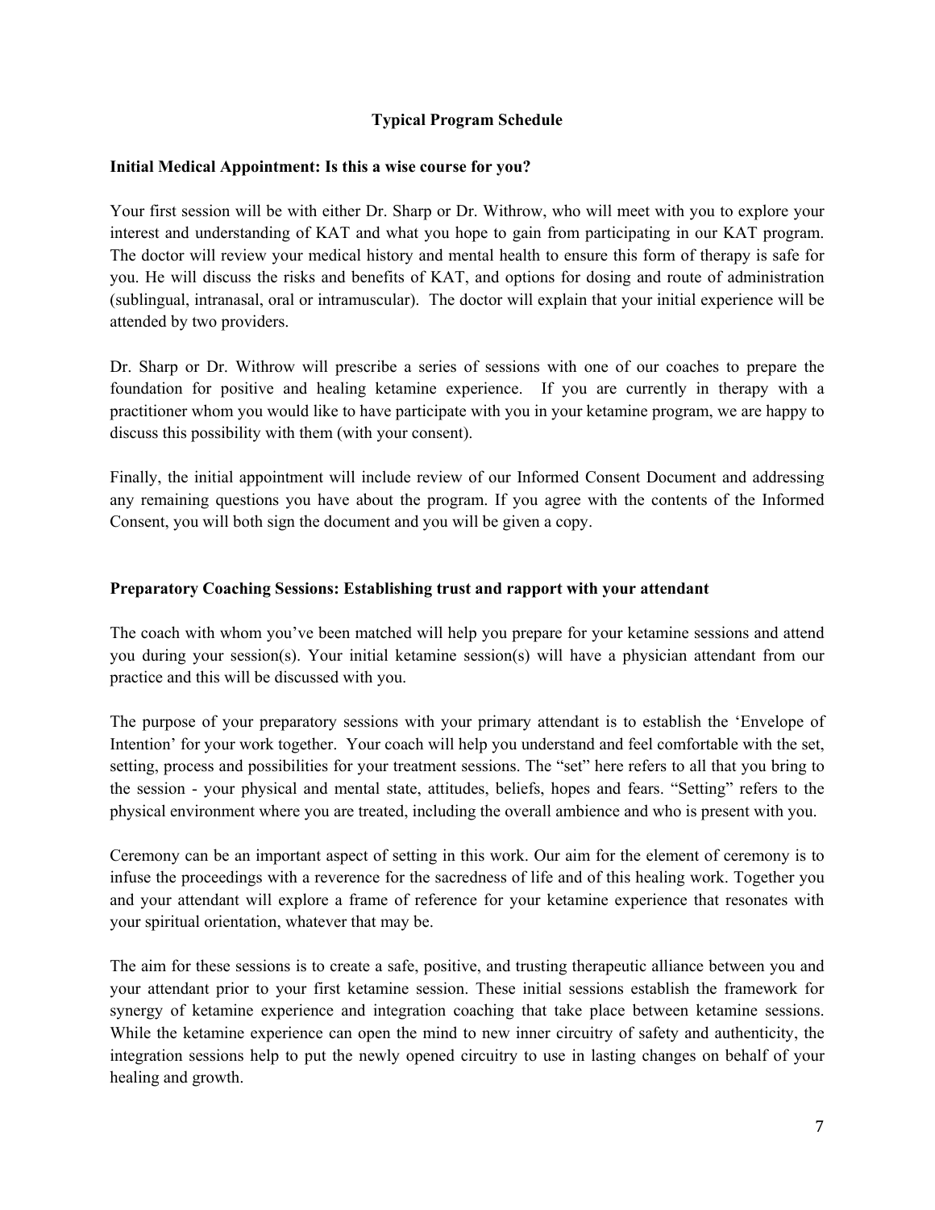## Typical Program Schedule

### Initial Medical Appointment: Is this a wise course for you?

Your first session will be with either Dr. Sharp or Dr. Withrow, who will meet with you to explore your interest and understanding of KAT and what you hope to gain from participating in our KAT program. The doctor will review your medical history and mental health to ensure this form of therapy is safe for you. He will discuss the risks and benefits of KAT, and options for dosing and route of administration (sublingual, intranasal, oral or intramuscular). The doctor will explain that your initial experience will be attended by two providers.

Dr. Sharp or Dr. Withrow will prescribe a series of sessions with one of our coaches to prepare the foundation for positive and healing ketamine experience. If you are currently in therapy with a practitioner whom you would like to have participate with you in your ketamine program, we are happy to discuss this possibility with them (with your consent).

Finally, the initial appointment will include review of our Informed Consent Document and addressing any remaining questions you have about the program. If you agree with the contents of the Informed Consent, you will both sign the document and you will be given a copy.

### Preparatory Coaching Sessions: Establishing trust and rapport with your attendant

The coach with whom you've been matched will help you prepare for your ketamine sessions and attend you during your session(s). Your initial ketamine session(s) will have a physician attendant from our practice and this will be discussed with you.

The purpose of your preparatory sessions with your primary attendant is to establish the 'Envelope of Intention' for your work together. Your coach will help you understand and feel comfortable with the set, setting, process and possibilities for your treatment sessions. The "set" here refers to all that you bring to the session - your physical and mental state, attitudes, beliefs, hopes and fears. "Setting" refers to the physical environment where you are treated, including the overall ambience and who is present with you.

Ceremony can be an important aspect of setting in this work. Our aim for the element of ceremony is to infuse the proceedings with a reverence for the sacredness of life and of this healing work. Together you and your attendant will explore a frame of reference for your ketamine experience that resonates with your spiritual orientation, whatever that may be.

The aim for these sessions is to create a safe, positive, and trusting therapeutic alliance between you and your attendant prior to your first ketamine session. These initial sessions establish the framework for synergy of ketamine experience and integration coaching that take place between ketamine sessions. While the ketamine experience can open the mind to new inner circuitry of safety and authenticity, the integration sessions help to put the newly opened circuitry to use in lasting changes on behalf of your healing and growth.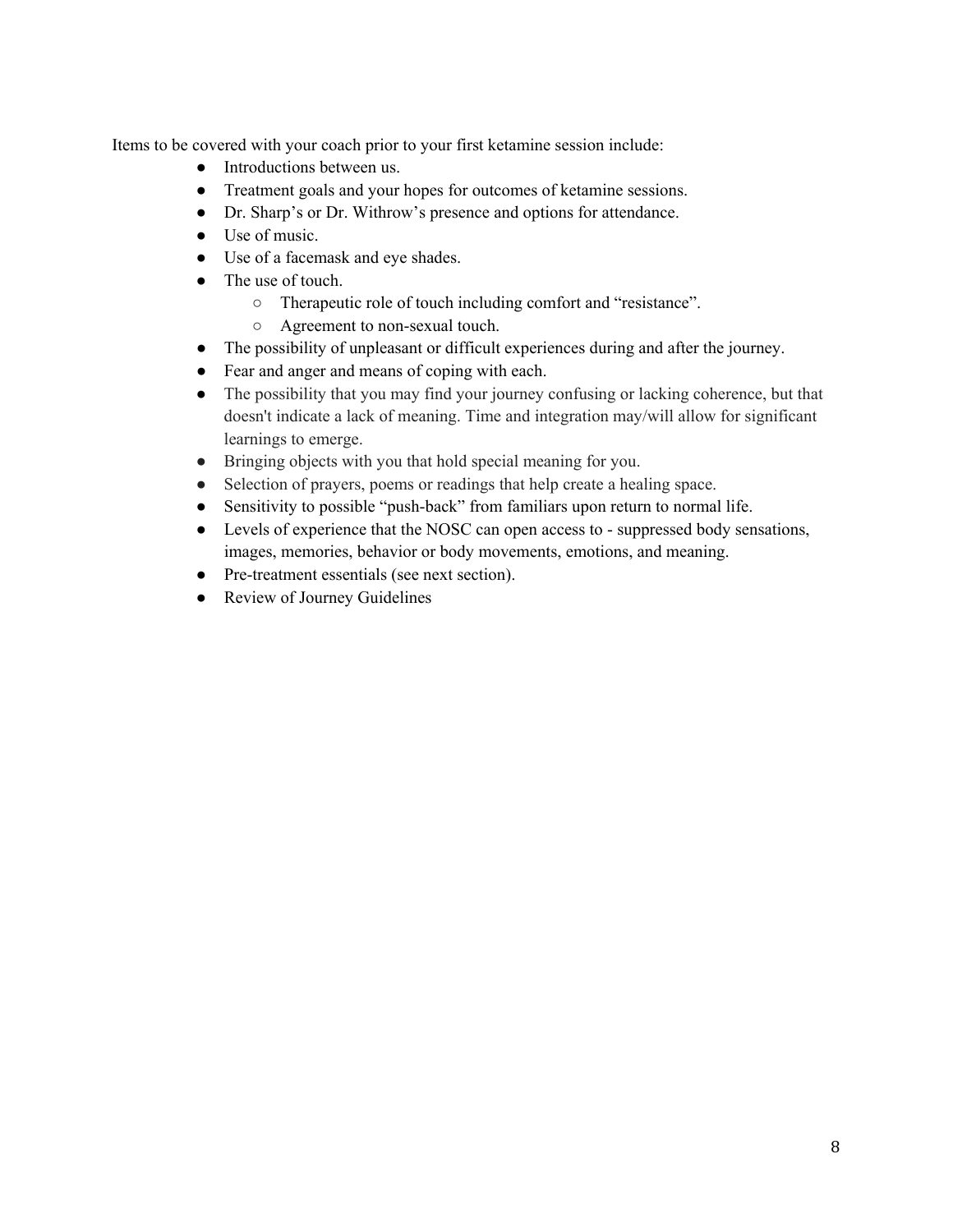Items to be covered with your coach prior to your first ketamine session include:

- Introductions between us.
- Treatment goals and your hopes for outcomes of ketamine sessions.
- Dr. Sharp's or Dr. Withrow's presence and options for attendance.
- Use of music.
- Use of a facemask and eye shades.
- The use of touch.
    - Therapeutic role of touch including comfort and "resistance".
    - Agreement to non-sexual touch.
- The possibility of unpleasant or difficult experiences during and after the journey.
- Fear and anger and means of coping with each.
- The possibility that you may find your journey confusing or lacking coherence, but that doesn't indicate a lack of meaning. Time and integration may/will allow for significant learnings to emerge.
- Bringing objects with you that hold special meaning for you.
- Selection of prayers, poems or readings that help create a healing space.
- Sensitivity to possible "push-back" from familiars upon return to normal life.
- Levels of experience that the NOSC can open access to - suppressed body sensations, images, memories, behavior or body movements, emotions, and meaning.
- Pre-treatment essentials (see next section).
- Review of Journey Guidelines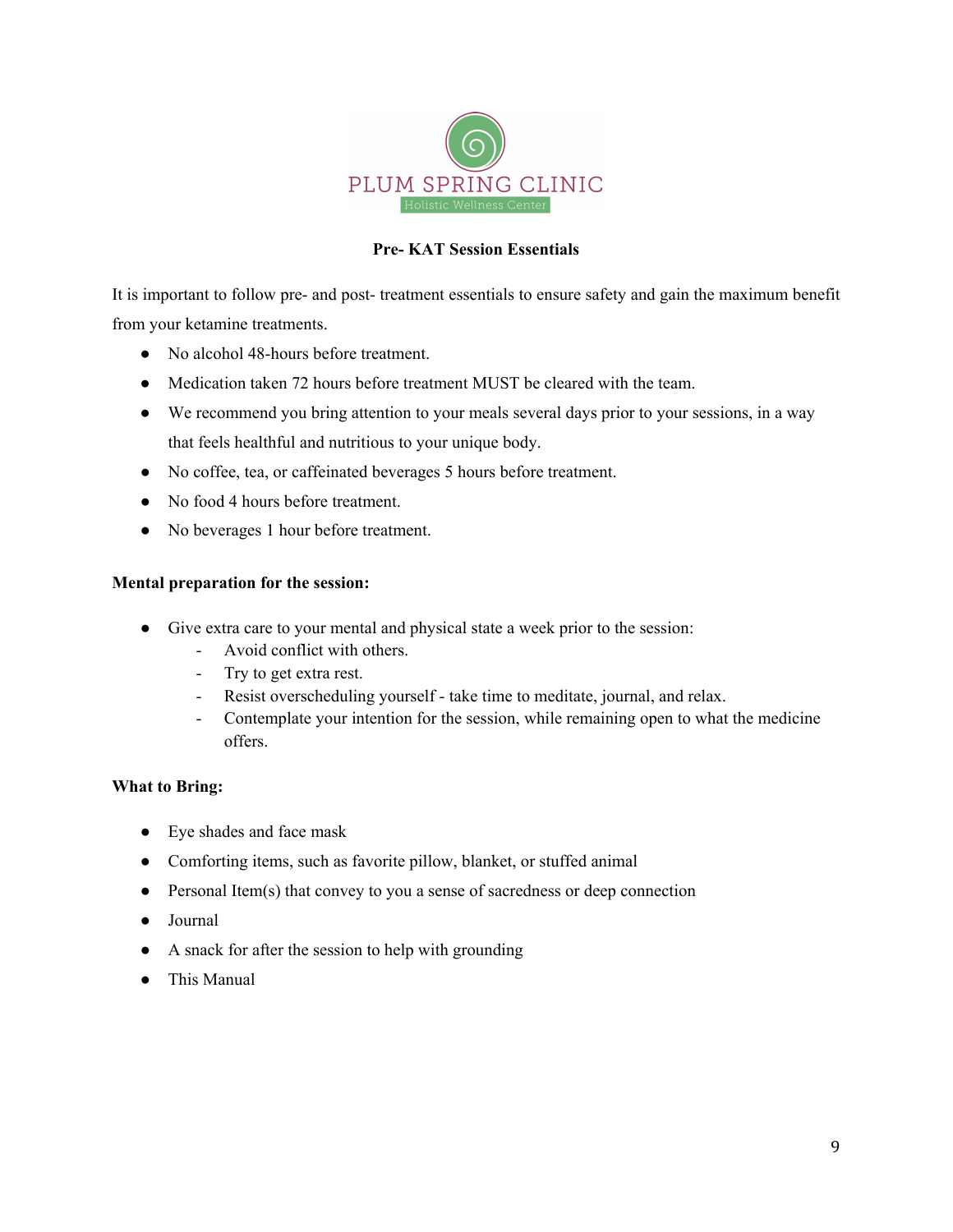PLUM SPRING CLINIC

Holistic Wellness Center

## Pre- KAT Session Essentials

It is important to follow pre- and post- treatment essentials to ensure safety and gain the maximum benefit from your ketamine treatments.

- No alcohol 48-hours before treatment.
- Medication taken 72 hours before treatment MUST be cleared with the team.
- We recommend you bring attention to your meals several days prior to your sessions, in a way that feels healthful and nutritious to your unique body.
- No coffee, tea, or caffeinated beverages 5 hours before treatment.
- No food 4 hours before treatment.
- No beverages 1 hour before treatment.

**Mental preparation for the session:**

- Give extra care to your mental and physical state a week prior to the session:
  - Avoid conflict with others.
  - Try to get extra rest.
  - Resist overscheduling yourself - take time to meditate, journal, and relax.
  - Contemplate your intention for the session, while remaining open to what the medicine offers.

**What to Bring:**

- Eye shades and face mask
- Comforting items, such as favorite pillow, blanket, or stuffed animal
- Personal Item(s) that convey to you a sense of sacredness or deep connection
- Journal
- A snack for after the session to help with grounding
- This Manual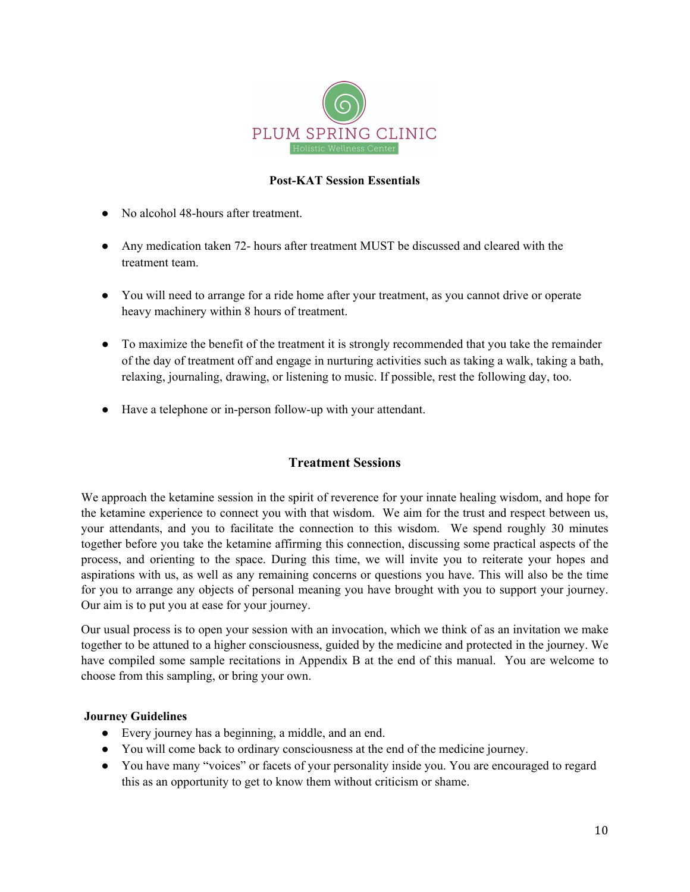PLUM SPRING CLINIC

Holistic Wellness Center

## Post-KAT Session Essentials

- No alcohol 48-hours after treatment.
- Any medication taken 72- hours after treatment MUST be discussed and cleared with the treatment team.
- You will need to arrange for a ride home after your treatment, as you cannot drive or operate heavy machinery within 8 hours of treatment.
- To maximize the benefit of the treatment it is strongly recommended that you take the remainder of the day of treatment off and engage in nurturing activities such as taking a walk, taking a bath, relaxing, journaling, drawing, or listening to music. If possible, rest the following day, too.
- Have a telephone or in-person follow-up with your attendant.

## Treatment Sessions

We approach the ketamine session in the spirit of reverence for your innate healing wisdom, and hope for the ketamine experience to connect you with that wisdom. We aim for the trust and respect between us, your attendants, and you to facilitate the connection to this wisdom. We spend roughly 30 minutes together before you take the ketamine affirming this connection, discussing some practical aspects of the process, and orienting to the space. During this time, we will invite you to reiterate your hopes and aspirations with us, as well as any remaining concerns or questions you have. This will also be the time for you to arrange any objects of personal meaning you have brought with you to support your journey. Our aim is to put you at ease for your journey.

Our usual process is to open your session with an invocation, which we think of as an invitation we make together to be attuned to a higher consciousness, guided by the medicine and protected in the journey. We have compiled some sample recitations in Appendix B at the end of this manual. You are welcome to choose from this sampling, or bring your own.

**Journey Guidelines**

- Every journey has a beginning, a middle, and an end.
- You will come back to ordinary consciousness at the end of the medicine journey.
- You have many "voices" or facets of your personality inside you. You are encouraged to regard this as an opportunity to get to know them without criticism or shame.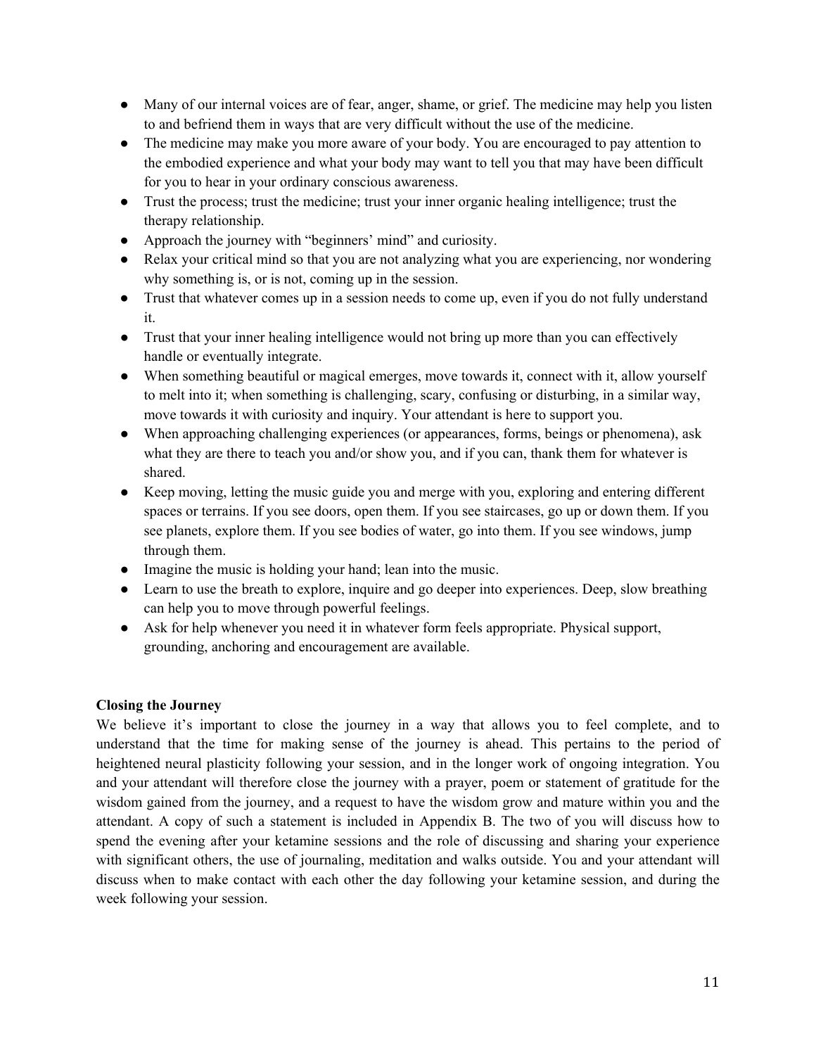- Many of our internal voices are of fear, anger, shame, or grief. The medicine may help you listen to and befriend them in ways that are very difficult without the use of the medicine.
- The medicine may make you more aware of your body. You are encouraged to pay attention to the embodied experience and what your body may want to tell you that may have been difficult for you to hear in your ordinary conscious awareness.
- Trust the process; trust the medicine; trust your inner organic healing intelligence; trust the therapy relationship.
- Approach the journey with "beginners' mind" and curiosity.
- Relax your critical mind so that you are not analyzing what you are experiencing, nor wondering why something is, or is not, coming up in the session.
- Trust that whatever comes up in a session needs to come up, even if you do not fully understand it.
- Trust that your inner healing intelligence would not bring up more than you can effectively handle or eventually integrate.
- When something beautiful or magical emerges, move towards it, connect with it, allow yourself to melt into it; when something is challenging, scary, confusing or disturbing, in a similar way, move towards it with curiosity and inquiry. Your attendant is here to support you.
- When approaching challenging experiences (or appearances, forms, beings or phenomena), ask what they are there to teach you and/or show you, and if you can, thank them for whatever is shared.
- Keep moving, letting the music guide you and merge with you, exploring and entering different spaces or terrains. If you see doors, open them. If you see staircases, go up or down them. If you see planets, explore them. If you see bodies of water, go into them. If you see windows, jump through them.
- Imagine the music is holding your hand; lean into the music.
- Learn to use the breath to explore, inquire and go deeper into experiences. Deep, slow breathing can help you to move through powerful feelings.
- Ask for help whenever you need it in whatever form feels appropriate. Physical support, grounding, anchoring and encouragement are available.

**Closing the Journey**

We believe it's important to close the journey in a way that allows you to feel complete, and to understand that the time for making sense of the journey is ahead. This pertains to the period of heightened neural plasticity following your session, and in the longer work of ongoing integration. You and your attendant will therefore close the journey with a prayer, poem or statement of gratitude for the wisdom gained from the journey, and a request to have the wisdom grow and mature within you and the attendant. A copy of such a statement is included in Appendix B. The two of you will discuss how to spend the evening after your ketamine sessions and the role of discussing and sharing your experience with significant others, the use of journaling, meditation and walks outside. You and your attendant will discuss when to make contact with each other the day following your ketamine session, and during the week following your session.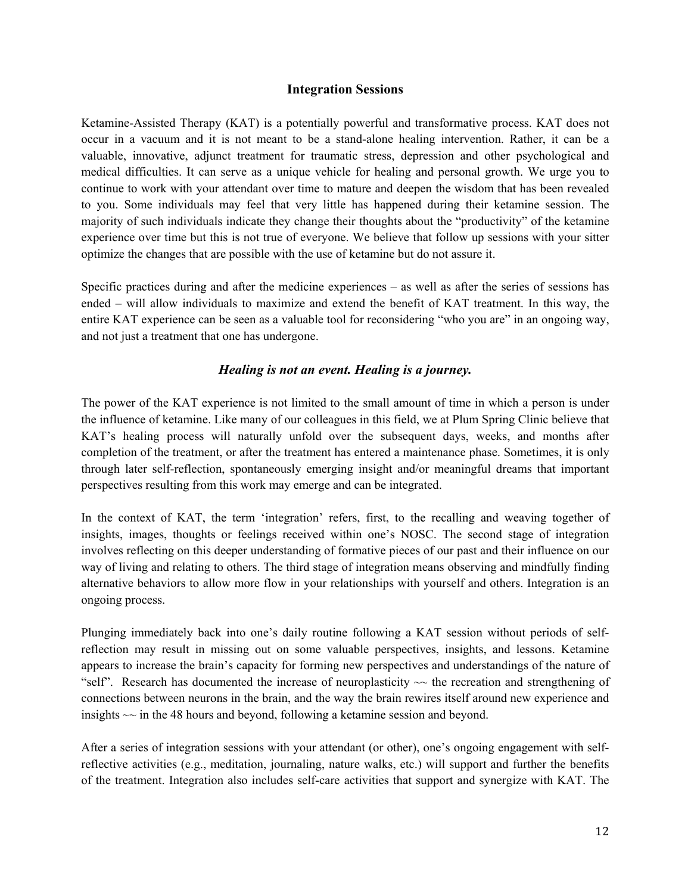## Integration Sessions

Ketamine-Assisted Therapy (KAT) is a potentially powerful and transformative process. KAT does not occur in a vacuum and it is not meant to be a stand-alone healing intervention. Rather, it can be a valuable, innovative, adjunct treatment for traumatic stress, depression and other psychological and medical difficulties. It can serve as a unique vehicle for healing and personal growth. We urge you to continue to work with your attendant over time to mature and deepen the wisdom that has been revealed to you. Some individuals may feel that very little has happened during their ketamine session. The majority of such individuals indicate they change their thoughts about the "productivity" of the ketamine experience over time but this is not true of everyone. We believe that follow up sessions with your sitter optimize the changes that are possible with the use of ketamine but do not assure it.

Specific practices during and after the medicine experiences – as well as after the series of sessions has ended – will allow individuals to maximize and extend the benefit of KAT treatment. In this way, the entire KAT experience can be seen as a valuable tool for reconsidering "who you are" in an ongoing way, and not just a treatment that one has undergone.

***Healing is not an event. Healing is a journey.***

The power of the KAT experience is not limited to the small amount of time in which a person is under the influence of ketamine. Like many of our colleagues in this field, we at Plum Spring Clinic believe that KAT's healing process will naturally unfold over the subsequent days, weeks, and months after completion of the treatment, or after the treatment has entered a maintenance phase. Sometimes, it is only through later self-reflection, spontaneously emerging insight and/or meaningful dreams that important perspectives resulting from this work may emerge and can be integrated.

In the context of KAT, the term 'integration' refers, first, to the recalling and weaving together of insights, images, thoughts or feelings received within one's NOSC. The second stage of integration involves reflecting on this deeper understanding of formative pieces of our past and their influence on our way of living and relating to others. The third stage of integration means observing and mindfully finding alternative behaviors to allow more flow in your relationships with yourself and others. Integration is an ongoing process.

Plunging immediately back into one's daily routine following a KAT session without periods of self-reflection may result in missing out on some valuable perspectives, insights, and lessons. Ketamine appears to increase the brain's capacity for forming new perspectives and understandings of the nature of "self". Research has documented the increase of neuroplasticity ~~ the recreation and strengthening of connections between neurons in the brain, and the way the brain rewires itself around new experience and insights ~~ in the 48 hours and beyond, following a ketamine session and beyond.

After a series of integration sessions with your attendant (or other), one's ongoing engagement with self-reflective activities (e.g., meditation, journaling, nature walks, etc.) will support and further the benefits of the treatment. Integration also includes self-care activities that support and synergize with KAT. The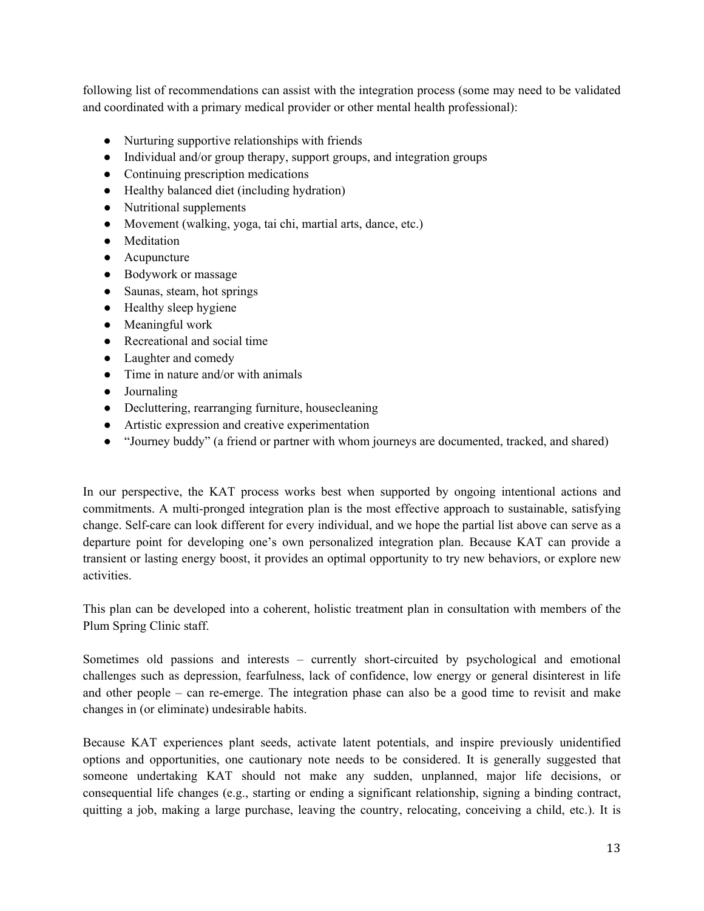following list of recommendations can assist with the integration process (some may need to be validated and coordinated with a primary medical provider or other mental health professional):

- Nurturing supportive relationships with friends
- Individual and/or group therapy, support groups, and integration groups
- Continuing prescription medications
- Healthy balanced diet (including hydration)
- Nutritional supplements
- Movement (walking, yoga, tai chi, martial arts, dance, etc.)
- Meditation
- Acupuncture
- Bodywork or massage
- Saunas, steam, hot springs
- Healthy sleep hygiene
- Meaningful work
- Recreational and social time
- Laughter and comedy
- Time in nature and/or with animals
- Journaling
- Decluttering, rearranging furniture, housecleaning
- Artistic expression and creative experimentation
- "Journey buddy" (a friend or partner with whom journeys are documented, tracked, and shared)

In our perspective, the KAT process works best when supported by ongoing intentional actions and commitments. A multi-pronged integration plan is the most effective approach to sustainable, satisfying change. Self-care can look different for every individual, and we hope the partial list above can serve as a departure point for developing one's own personalized integration plan. Because KAT can provide a transient or lasting energy boost, it provides an optimal opportunity to try new behaviors, or explore new activities.

This plan can be developed into a coherent, holistic treatment plan in consultation with members of the Plum Spring Clinic staff.

Sometimes old passions and interests – currently short-circuited by psychological and emotional challenges such as depression, fearfulness, lack of confidence, low energy or general disinterest in life and other people – can re-emerge. The integration phase can also be a good time to revisit and make changes in (or eliminate) undesirable habits.

Because KAT experiences plant seeds, activate latent potentials, and inspire previously unidentified options and opportunities, one cautionary note needs to be considered. It is generally suggested that someone undertaking KAT should not make any sudden, unplanned, major life decisions, or consequential life changes (e.g., starting or ending a significant relationship, signing a binding contract, quitting a job, making a large purchase, leaving the country, relocating, conceiving a child, etc.). It is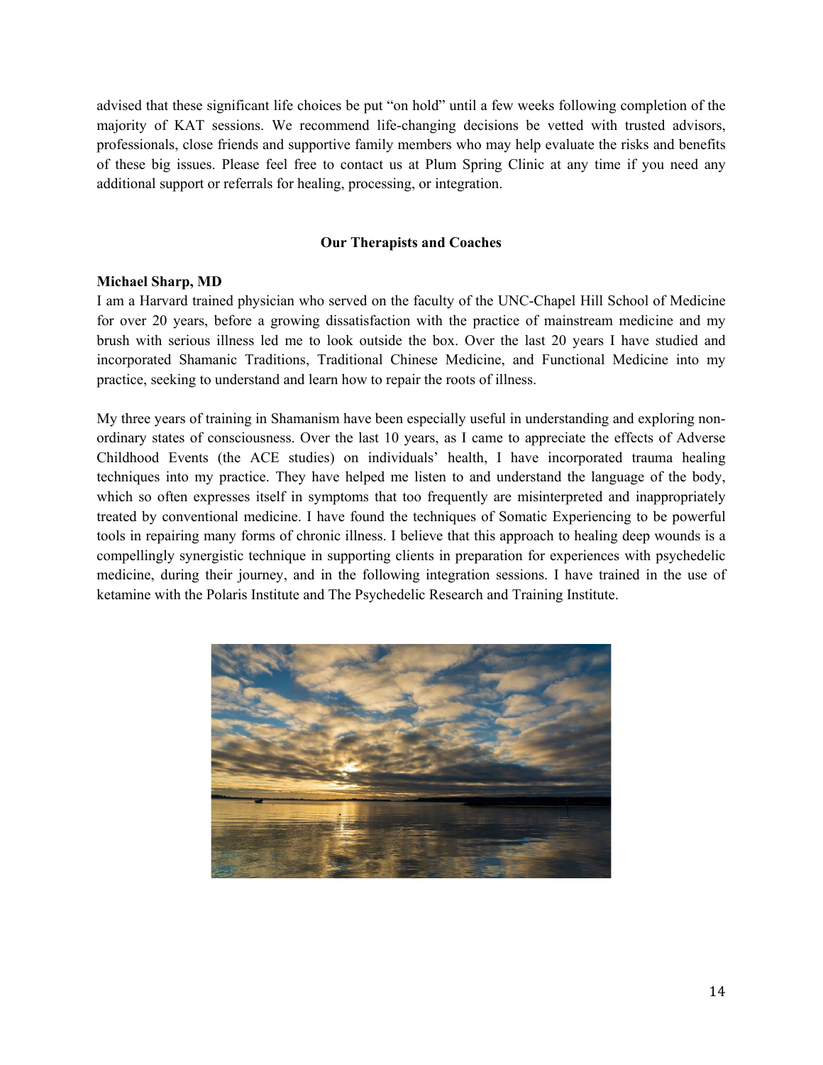advised that these significant life choices be put "on hold" until a few weeks following completion of the majority of KAT sessions. We recommend life-changing decisions be vetted with trusted advisors, professionals, close friends and supportive family members who may help evaluate the risks and benefits of these big issues. Please feel free to contact us at Plum Spring Clinic at any time if you need any additional support or referrals for healing, processing, or integration.

## Our Therapists and Coaches

**Michael Sharp, MD**

I am a Harvard trained physician who served on the faculty of the UNC-Chapel Hill School of Medicine for over 20 years, before a growing dissatisfaction with the practice of mainstream medicine and my brush with serious illness led me to look outside the box. Over the last 20 years I have studied and incorporated Shamanic Traditions, Traditional Chinese Medicine, and Functional Medicine into my practice, seeking to understand and learn how to repair the roots of illness.

My three years of training in Shamanism have been especially useful in understanding and exploring non-ordinary states of consciousness. Over the last 10 years, as I came to appreciate the effects of Adverse Childhood Events (the ACE studies) on individuals' health, I have incorporated trauma healing techniques into my practice. They have helped me listen to and understand the language of the body, which so often expresses itself in symptoms that too frequently are misinterpreted and inappropriately treated by conventional medicine. I have found the techniques of Somatic Experiencing to be powerful tools in repairing many forms of chronic illness. I believe that this approach to healing deep wounds is a compellingly synergistic technique in supporting clients in preparation for experiences with psychedelic medicine, during their journey, and in the following integration sessions. I have trained in the use of ketamine with the Polaris Institute and The Psychedelic Research and Training Institute.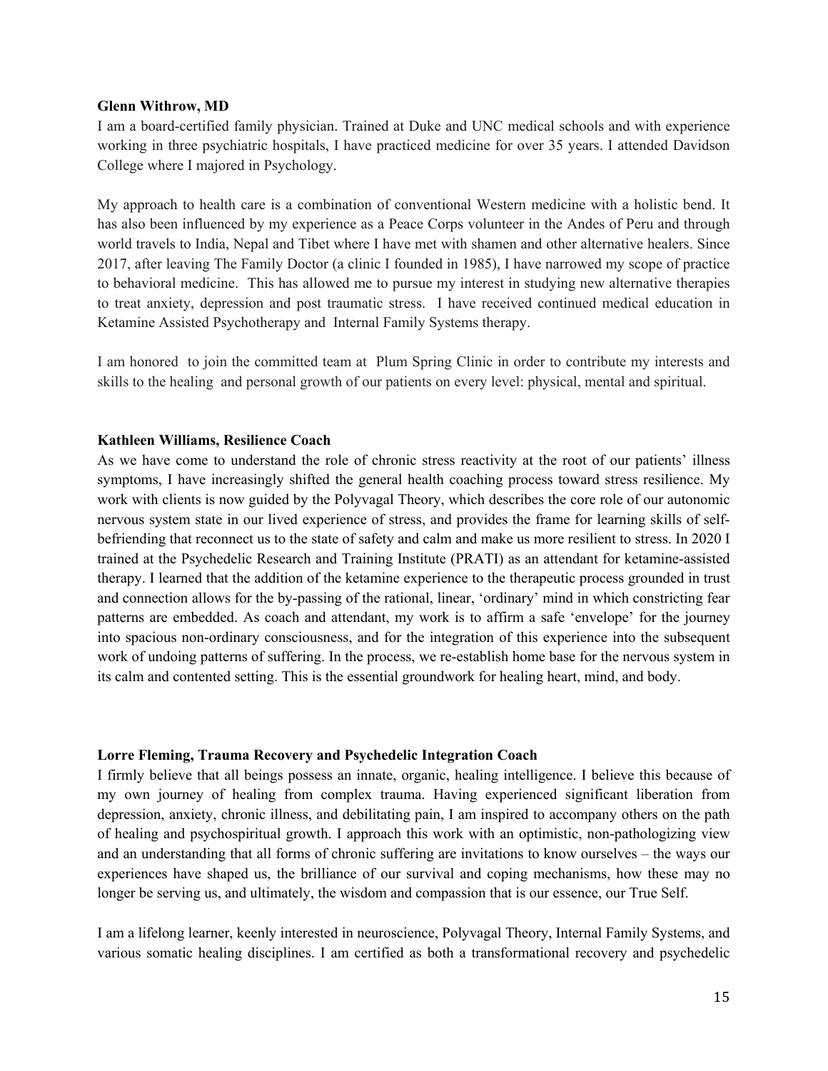**Glenn Withrow, MD**

I am a board-certified family physician. Trained at Duke and UNC medical schools and with experience working in three psychiatric hospitals, I have practiced medicine for over 35 years. I attended Davidson College where I majored in Psychology.

My approach to health care is a combination of conventional Western medicine with a holistic bend. It has also been influenced by my experience as a Peace Corps volunteer in the Andes of Peru and through world travels to India, Nepal and Tibet where I have met with shamen and other alternative healers. Since 2017, after leaving The Family Doctor (a clinic I founded in 1985), I have narrowed my scope of practice to behavioral medicine. This has allowed me to pursue my interest in studying new alternative therapies to treat anxiety, depression and post traumatic stress. I have received continued medical education in Ketamine Assisted Psychotherapy and Internal Family Systems therapy.

I am honored to join the committed team at Plum Spring Clinic in order to contribute my interests and skills to the healing and personal growth of our patients on every level: physical, mental and spiritual.

**Kathleen Williams, Resilience Coach**

As we have come to understand the role of chronic stress reactivity at the root of our patients' illness symptoms, I have increasingly shifted the general health coaching process toward stress resilience. My work with clients is now guided by the Polyvagal Theory, which describes the core role of our autonomic nervous system state in our lived experience of stress, and provides the frame for learning skills of self-befriending that reconnect us to the state of safety and calm and make us more resilient to stress. In 2020 I trained at the Psychedelic Research and Training Institute (PRATI) as an attendant for ketamine-assisted therapy. I learned that the addition of the ketamine experience to the therapeutic process grounded in trust and connection allows for the by-passing of the rational, linear, 'ordinary' mind in which constricting fear patterns are embedded. As coach and attendant, my work is to affirm a safe 'envelope' for the journey into spacious non-ordinary consciousness, and for the integration of this experience into the subsequent work of undoing patterns of suffering. In the process, we re-establish home base for the nervous system in its calm and contented setting. This is the essential groundwork for healing heart, mind, and body.

**Lorre Fleming, Trauma Recovery and Psychedelic Integration Coach**

I firmly believe that all beings possess an innate, organic, healing intelligence. I believe this because of my own journey of healing from complex trauma. Having experienced significant liberation from depression, anxiety, chronic illness, and debilitating pain, I am inspired to accompany others on the path of healing and psychospiritual growth. I approach this work with an optimistic, non-pathologizing view and an understanding that all forms of chronic suffering are invitations to know ourselves – the ways our experiences have shaped us, the brilliance of our survival and coping mechanisms, how these may no longer be serving us, and ultimately, the wisdom and compassion that is our essence, our True Self.

I am a lifelong learner, keenly interested in neuroscience, Polyvagal Theory, Internal Family Systems, and various somatic healing disciplines. I am certified as both a transformational recovery and psychedelic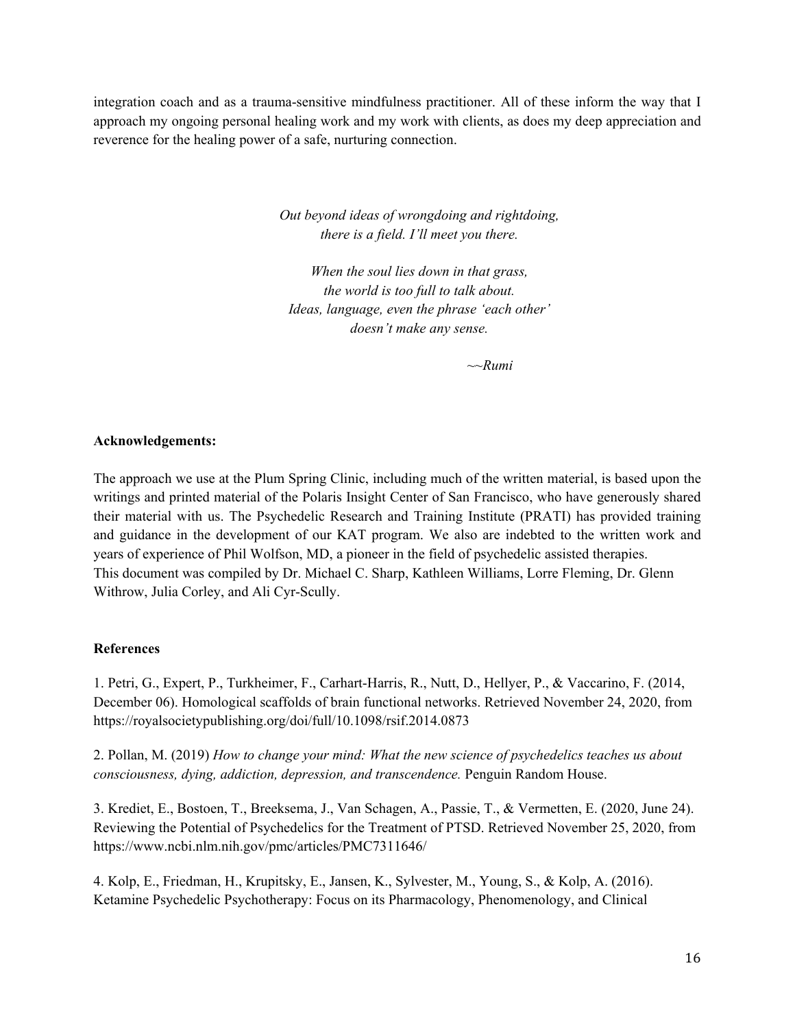integration coach and as a trauma-sensitive mindfulness practitioner. All of these inform the way that I approach my ongoing personal healing work and my work with clients, as does my deep appreciation and reverence for the healing power of a safe, nurturing connection.

*Out beyond ideas of wrongdoing and rightdoing,*
*there is a field. I'll meet you there.*

*When the soul lies down in that grass,*
*the world is too full to talk about.*
*Ideas, language, even the phrase 'each other'*
*doesn't make any sense.*

*~~Rumi*

**Acknowledgements:**

The approach we use at the Plum Spring Clinic, including much of the written material, is based upon the writings and printed material of the Polaris Insight Center of San Francisco, who have generously shared their material with us. The Psychedelic Research and Training Institute (PRATI) has provided training and guidance in the development of our KAT program. We also are indebted to the written work and years of experience of Phil Wolfson, MD, a pioneer in the field of psychedelic assisted therapies.
This document was compiled by Dr. Michael C. Sharp, Kathleen Williams, Lorre Fleming, Dr. Glenn Withrow, Julia Corley, and Ali Cyr-Scully.

**References**

1. Petri, G., Expert, P., Turkheimer, F., Carhart-Harris, R., Nutt, D., Hellyer, P., & Vaccarino, F. (2014, December 06). Homological scaffolds of brain functional networks. Retrieved November 24, 2020, from https://royalsocietypublishing.org/doi/full/10.1098/rsif.2014.0873

2. Pollan, M. (2019) *How to change your mind: What the new science of psychedelics teaches us about consciousness, dying, addiction, depression, and transcendence.* Penguin Random House.

3. Krediet, E., Bostoen, T., Breeksema, J., Van Schagen, A., Passie, T., & Vermetten, E. (2020, June 24). Reviewing the Potential of Psychedelics for the Treatment of PTSD. Retrieved November 25, 2020, from https://www.ncbi.nlm.nih.gov/pmc/articles/PMC7311646/

4. Kolp, E., Friedman, H., Krupitsky, E., Jansen, K., Sylvester, M., Young, S., & Kolp, A. (2016). Ketamine Psychedelic Psychotherapy: Focus on its Pharmacology, Phenomenology, and Clinical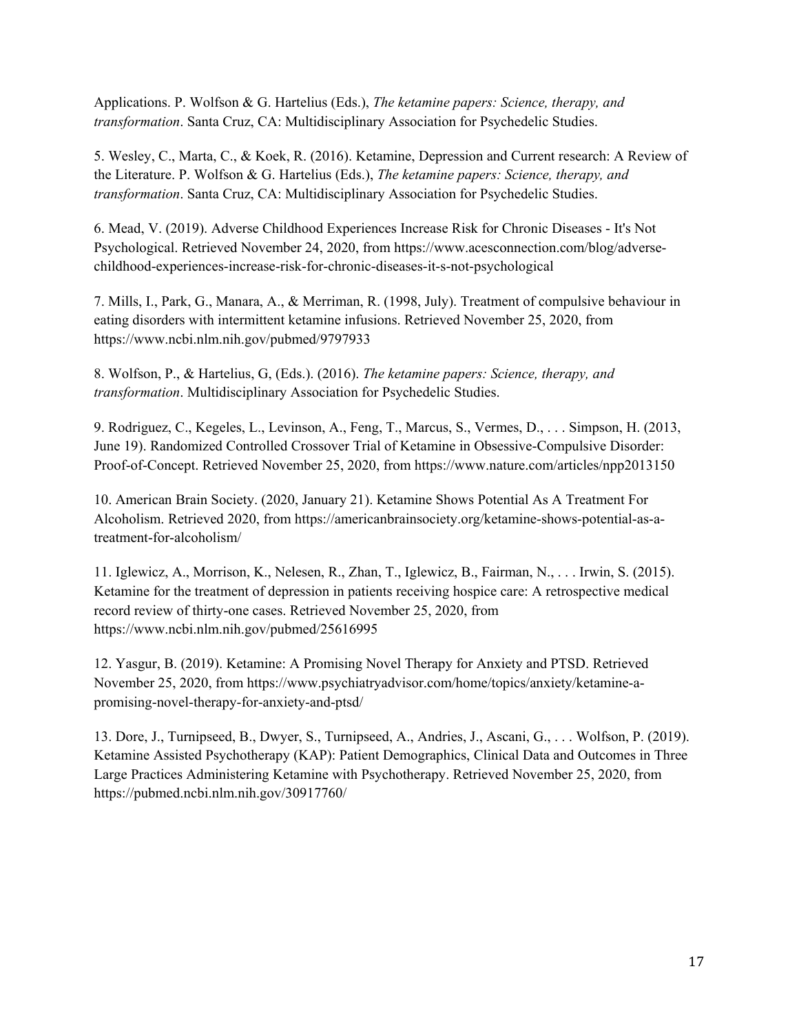Applications. P. Wolfson & G. Hartelius (Eds.), *The ketamine papers: Science, therapy, and transformation*. Santa Cruz, CA: Multidisciplinary Association for Psychedelic Studies.

5. Wesley, C., Marta, C., & Koek, R. (2016). Ketamine, Depression and Current research: A Review of the Literature. P. Wolfson & G. Hartelius (Eds.), *The ketamine papers: Science, therapy, and transformation*. Santa Cruz, CA: Multidisciplinary Association for Psychedelic Studies.

6. Mead, V. (2019). Adverse Childhood Experiences Increase Risk for Chronic Diseases - It's Not Psychological. Retrieved November 24, 2020, from https://www.acesconnection.com/blog/adverse-childhood-experiences-increase-risk-for-chronic-diseases-it-s-not-psychological

7. Mills, I., Park, G., Manara, A., & Merriman, R. (1998, July). Treatment of compulsive behaviour in eating disorders with intermittent ketamine infusions. Retrieved November 25, 2020, from https://www.ncbi.nlm.nih.gov/pubmed/9797933

8. Wolfson, P., & Hartelius, G, (Eds.). (2016). *The ketamine papers: Science, therapy, and transformation*. Multidisciplinary Association for Psychedelic Studies.

9. Rodriguez, C., Kegeles, L., Levinson, A., Feng, T., Marcus, S., Vermes, D., . . . Simpson, H. (2013, June 19). Randomized Controlled Crossover Trial of Ketamine in Obsessive-Compulsive Disorder: Proof-of-Concept. Retrieved November 25, 2020, from https://www.nature.com/articles/npp2013150

10. American Brain Society. (2020, January 21). Ketamine Shows Potential As A Treatment For Alcoholism. Retrieved 2020, from https://americanbrainsociety.org/ketamine-shows-potential-as-a-treatment-for-alcoholism/

11. Iglewicz, A., Morrison, K., Nelesen, R., Zhan, T., Iglewicz, B., Fairman, N., . . . Irwin, S. (2015). Ketamine for the treatment of depression in patients receiving hospice care: A retrospective medical record review of thirty-one cases. Retrieved November 25, 2020, from https://www.ncbi.nlm.nih.gov/pubmed/25616995

12. Yasgur, B. (2019). Ketamine: A Promising Novel Therapy for Anxiety and PTSD. Retrieved November 25, 2020, from https://www.psychiatryadvisor.com/home/topics/anxiety/ketamine-a-promising-novel-therapy-for-anxiety-and-ptsd/

13. Dore, J., Turnipseed, B., Dwyer, S., Turnipseed, A., Andries, J., Ascani, G., . . . Wolfson, P. (2019). Ketamine Assisted Psychotherapy (KAP): Patient Demographics, Clinical Data and Outcomes in Three Large Practices Administering Ketamine with Psychotherapy. Retrieved November 25, 2020, from https://pubmed.ncbi.nlm.nih.gov/30917760/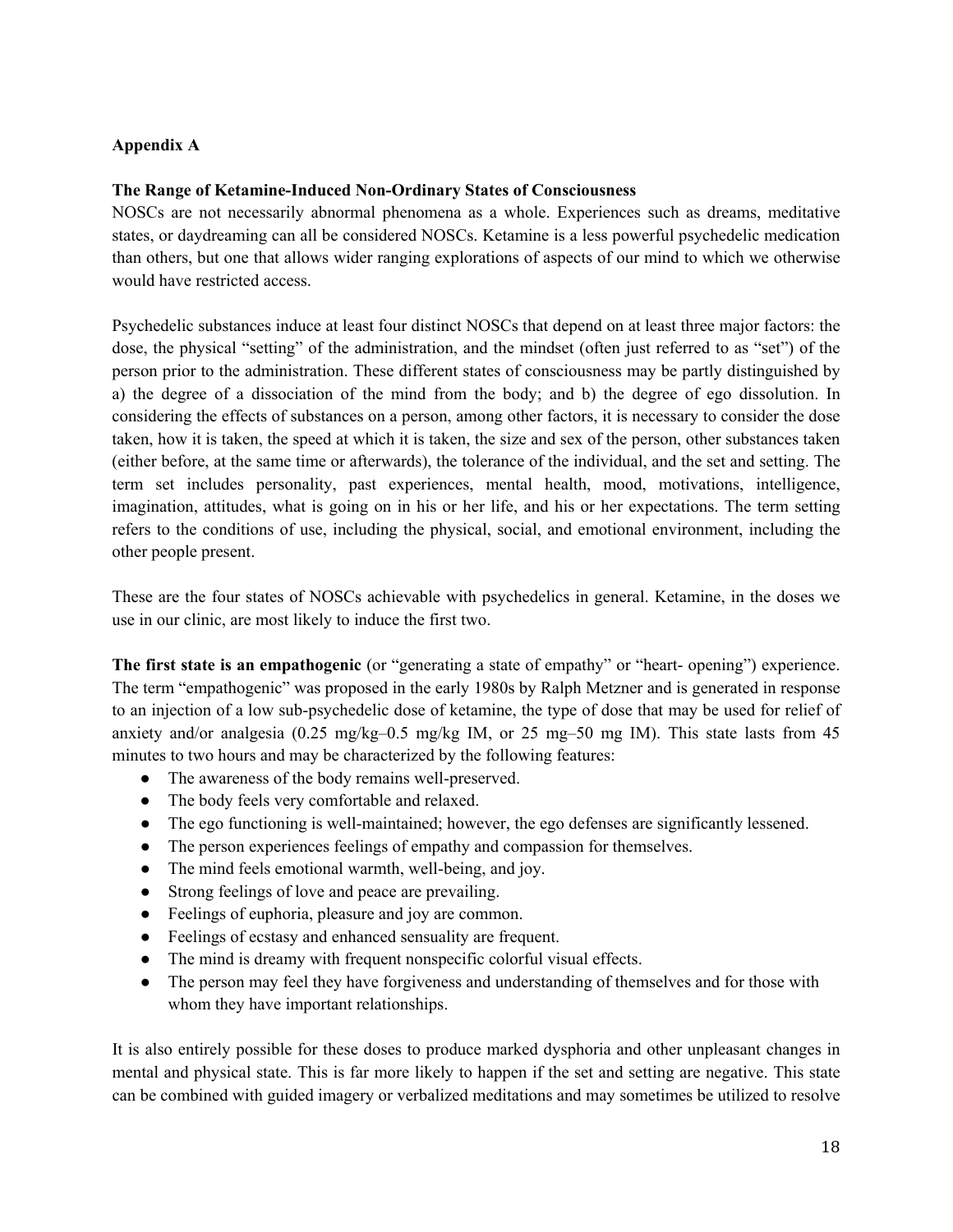**Appendix A**

**The Range of Ketamine-Induced Non-Ordinary States of Consciousness**

NOSCs are not necessarily abnormal phenomena as a whole. Experiences such as dreams, meditative states, or daydreaming can all be considered NOSCs. Ketamine is a less powerful psychedelic medication than others, but one that allows wider ranging explorations of aspects of our mind to which we otherwise would have restricted access.

Psychedelic substances induce at least four distinct NOSCs that depend on at least three major factors: the dose, the physical "setting" of the administration, and the mindset (often just referred to as "set") of the person prior to the administration. These different states of consciousness may be partly distinguished by a) the degree of a dissociation of the mind from the body; and b) the degree of ego dissolution. In considering the effects of substances on a person, among other factors, it is necessary to consider the dose taken, how it is taken, the speed at which it is taken, the size and sex of the person, other substances taken (either before, at the same time or afterwards), the tolerance of the individual, and the set and setting. The term set includes personality, past experiences, mental health, mood, motivations, intelligence, imagination, attitudes, what is going on in his or her life, and his or her expectations. The term setting refers to the conditions of use, including the physical, social, and emotional environment, including the other people present.

These are the four states of NOSCs achievable with psychedelics in general. Ketamine, in the doses we use in our clinic, are most likely to induce the first two.

**The first state is an empathogenic** (or "generating a state of empathy" or "heart- opening") experience. The term "empathogenic" was proposed in the early 1980s by Ralph Metzner and is generated in response to an injection of a low sub-psychedelic dose of ketamine, the type of dose that may be used for relief of anxiety and/or analgesia (0.25 mg/kg–0.5 mg/kg IM, or 25 mg–50 mg IM). This state lasts from 45 minutes to two hours and may be characterized by the following features:

- The awareness of the body remains well-preserved.
- The body feels very comfortable and relaxed.
- The ego functioning is well-maintained; however, the ego defenses are significantly lessened.
- The person experiences feelings of empathy and compassion for themselves.
- The mind feels emotional warmth, well-being, and joy.
- Strong feelings of love and peace are prevailing.
- Feelings of euphoria, pleasure and joy are common.
- Feelings of ecstasy and enhanced sensuality are frequent.
- The mind is dreamy with frequent nonspecific colorful visual effects.
- The person may feel they have forgiveness and understanding of themselves and for those with whom they have important relationships.

It is also entirely possible for these doses to produce marked dysphoria and other unpleasant changes in mental and physical state. This is far more likely to happen if the set and setting are negative. This state can be combined with guided imagery or verbalized meditations and may sometimes be utilized to resolve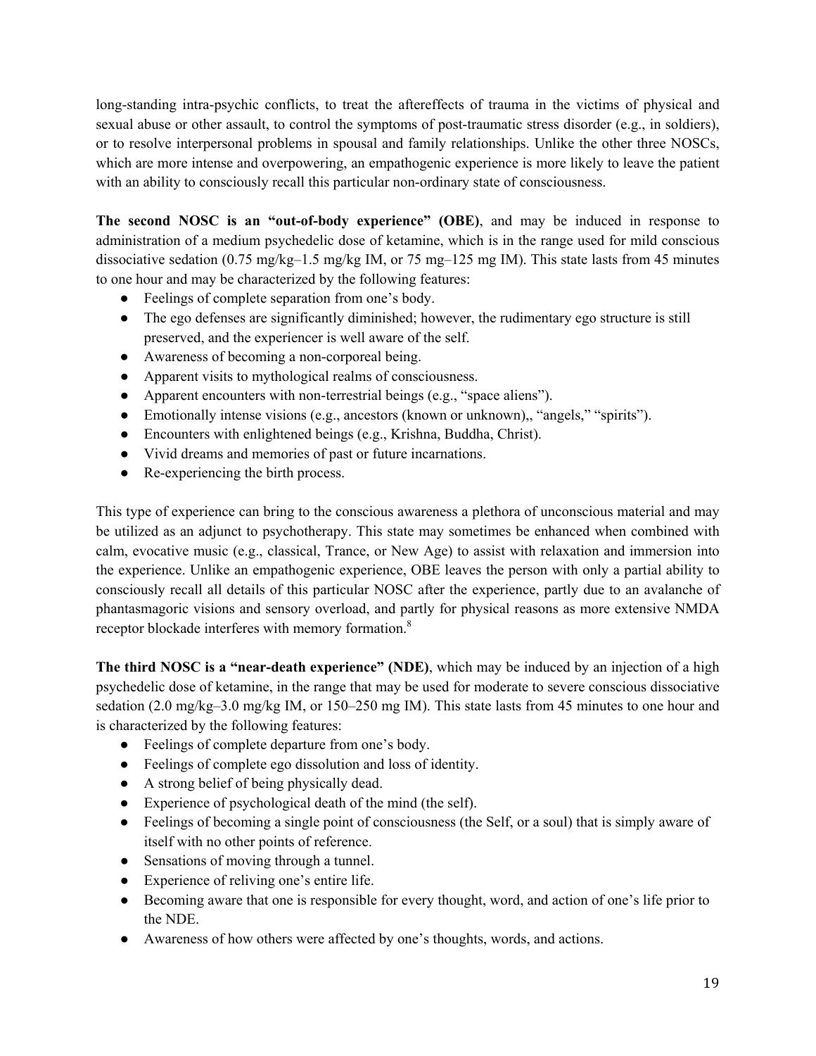long-standing intra-psychic conflicts, to treat the aftereffects of trauma in the victims of physical and sexual abuse or other assault, to control the symptoms of post-traumatic stress disorder (e.g., in soldiers), or to resolve interpersonal problems in spousal and family relationships. Unlike the other three NOSCs, which are more intense and overpowering, an empathogenic experience is more likely to leave the patient with an ability to consciously recall this particular non-ordinary state of consciousness.

**The second NOSC is an "out-of-body experience" (OBE)**, and may be induced in response to administration of a medium psychedelic dose of ketamine, which is in the range used for mild conscious dissociative sedation (0.75 mg/kg–1.5 mg/kg IM, or 75 mg–125 mg IM). This state lasts from 45 minutes to one hour and may be characterized by the following features:

- Feelings of complete separation from one's body.
- The ego defenses are significantly diminished; however, the rudimentary ego structure is still preserved, and the experiencer is well aware of the self.
- Awareness of becoming a non-corporeal being.
- Apparent visits to mythological realms of consciousness.
- Apparent encounters with non-terrestrial beings (e.g., "space aliens").
- Emotionally intense visions (e.g., ancestors (known or unknown),, "angels," "spirits").
- Encounters with enlightened beings (e.g., Krishna, Buddha, Christ).
- Vivid dreams and memories of past or future incarnations.
- Re-experiencing the birth process.

This type of experience can bring to the conscious awareness a plethora of unconscious material and may be utilized as an adjunct to psychotherapy. This state may sometimes be enhanced when combined with calm, evocative music (e.g., classical, Trance, or New Age) to assist with relaxation and immersion into the experience. Unlike an empathogenic experience, OBE leaves the person with only a partial ability to consciously recall all details of this particular NOSC after the experience, partly due to an avalanche of phantasmagoric visions and sensory overload, and partly for physical reasons as more extensive NMDA receptor blockade interferes with memory formation.[8]

**The third NOSC is a "near-death experience" (NDE)**, which may be induced by an injection of a high psychedelic dose of ketamine, in the range that may be used for moderate to severe conscious dissociative sedation (2.0 mg/kg–3.0 mg/kg IM, or 150–250 mg IM). This state lasts from 45 minutes to one hour and is characterized by the following features:

- Feelings of complete departure from one's body.
- Feelings of complete ego dissolution and loss of identity.
- A strong belief of being physically dead.
- Experience of psychological death of the mind (the self).
- Feelings of becoming a single point of consciousness (the Self, or a soul) that is simply aware of itself with no other points of reference.
- Sensations of moving through a tunnel.
- Experience of reliving one's entire life.
- Becoming aware that one is responsible for every thought, word, and action of one's life prior to the NDE.
- Awareness of how others were affected by one's thoughts, words, and actions.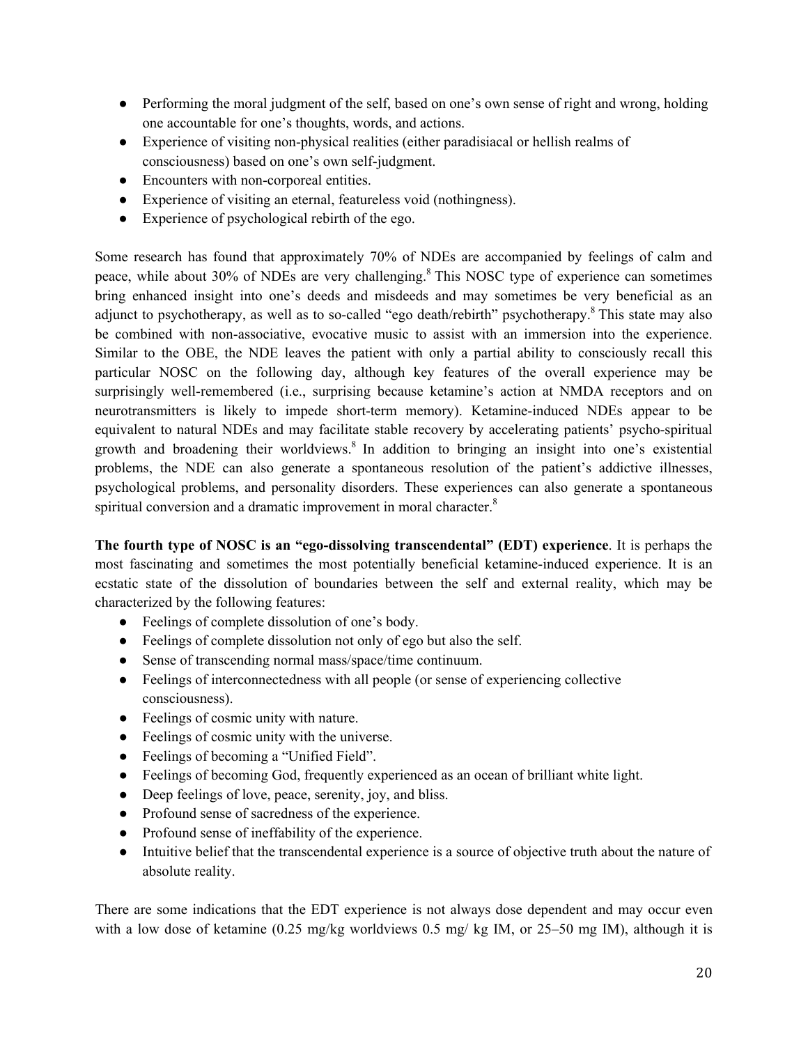- Performing the moral judgment of the self, based on one's own sense of right and wrong, holding one accountable for one's thoughts, words, and actions.
- Experience of visiting non-physical realities (either paradisiacal or hellish realms of consciousness) based on one's own self-judgment.
- Encounters with non-corporeal entities.
- Experience of visiting an eternal, featureless void (nothingness).
- Experience of psychological rebirth of the ego.

Some research has found that approximately 70% of NDEs are accompanied by feelings of calm and peace, while about 30% of NDEs are very challenging.[8] This NOSC type of experience can sometimes bring enhanced insight into one's deeds and misdeeds and may sometimes be very beneficial as an adjunct to psychotherapy, as well as to so-called "ego death/rebirth" psychotherapy.[8] This state may also be combined with non-associative, evocative music to assist with an immersion into the experience. Similar to the OBE, the NDE leaves the patient with only a partial ability to consciously recall this particular NOSC on the following day, although key features of the overall experience may be surprisingly well-remembered (i.e., surprising because ketamine's action at NMDA receptors and on neurotransmitters is likely to impede short-term memory). Ketamine-induced NDEs appear to be equivalent to natural NDEs and may facilitate stable recovery by accelerating patients' psycho-spiritual growth and broadening their worldviews.[8] In addition to bringing an insight into one's existential problems, the NDE can also generate a spontaneous resolution of the patient's addictive illnesses, psychological problems, and personality disorders. These experiences can also generate a spontaneous spiritual conversion and a dramatic improvement in moral character.[8]

**The fourth type of NOSC is an "ego-dissolving transcendental" (EDT) experience**. It is perhaps the most fascinating and sometimes the most potentially beneficial ketamine-induced experience. It is an ecstatic state of the dissolution of boundaries between the self and external reality, which may be characterized by the following features:

- Feelings of complete dissolution of one's body.
- Feelings of complete dissolution not only of ego but also the self.
- Sense of transcending normal mass/space/time continuum.
- Feelings of interconnectedness with all people (or sense of experiencing collective consciousness).
- Feelings of cosmic unity with nature.
- Feelings of cosmic unity with the universe.
- Feelings of becoming a "Unified Field".
- Feelings of becoming God, frequently experienced as an ocean of brilliant white light.
- Deep feelings of love, peace, serenity, joy, and bliss.
- Profound sense of sacredness of the experience.
- Profound sense of ineffability of the experience.
- Intuitive belief that the transcendental experience is a source of objective truth about the nature of absolute reality.

There are some indications that the EDT experience is not always dose dependent and may occur even with a low dose of ketamine (0.25 mg/kg worldviews 0.5 mg/ kg IM, or 25–50 mg IM), although it is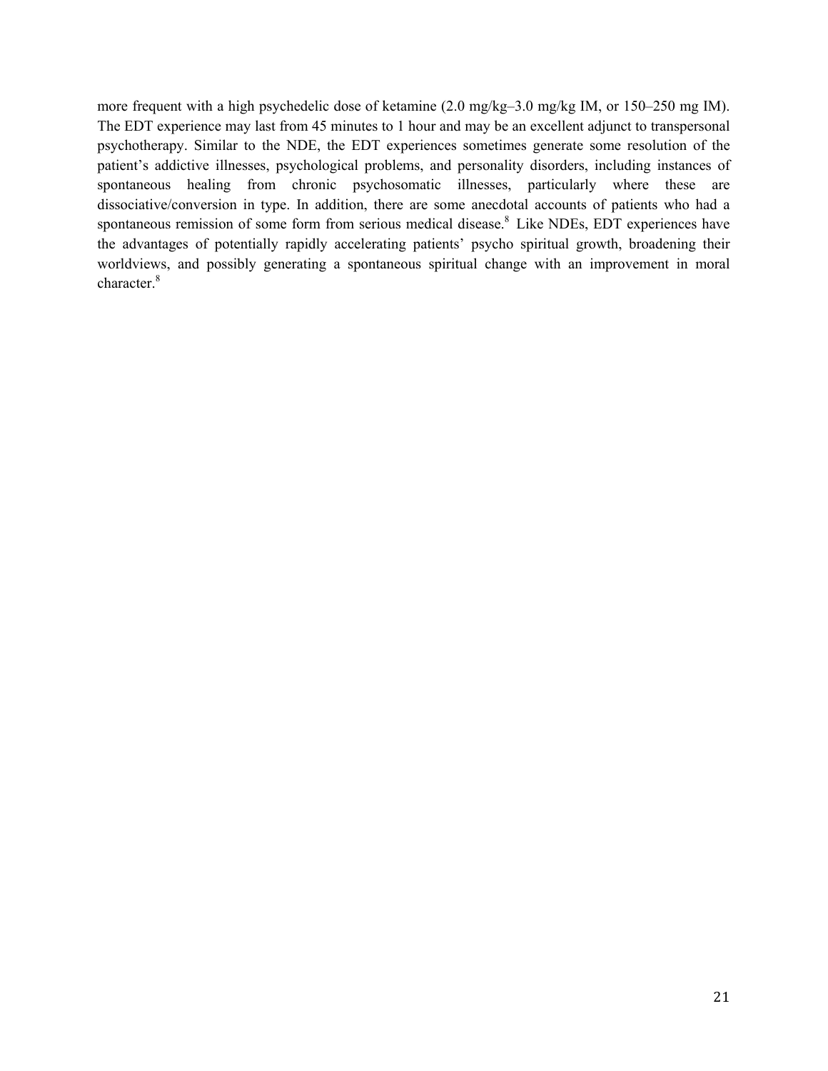more frequent with a high psychedelic dose of ketamine (2.0 mg/kg–3.0 mg/kg IM, or 150–250 mg IM). The EDT experience may last from 45 minutes to 1 hour and may be an excellent adjunct to transpersonal psychotherapy. Similar to the NDE, the EDT experiences sometimes generate some resolution of the patient's addictive illnesses, psychological problems, and personality disorders, including instances of spontaneous healing from chronic psychosomatic illnesses, particularly where these are dissociative/conversion in type. In addition, there are some anecdotal accounts of patients who had a spontaneous remission of some form from serious medical disease.[8] Like NDEs, EDT experiences have the advantages of potentially rapidly accelerating patients' psycho spiritual growth, broadening their worldviews, and possibly generating a spontaneous spiritual change with an improvement in moral character.[8]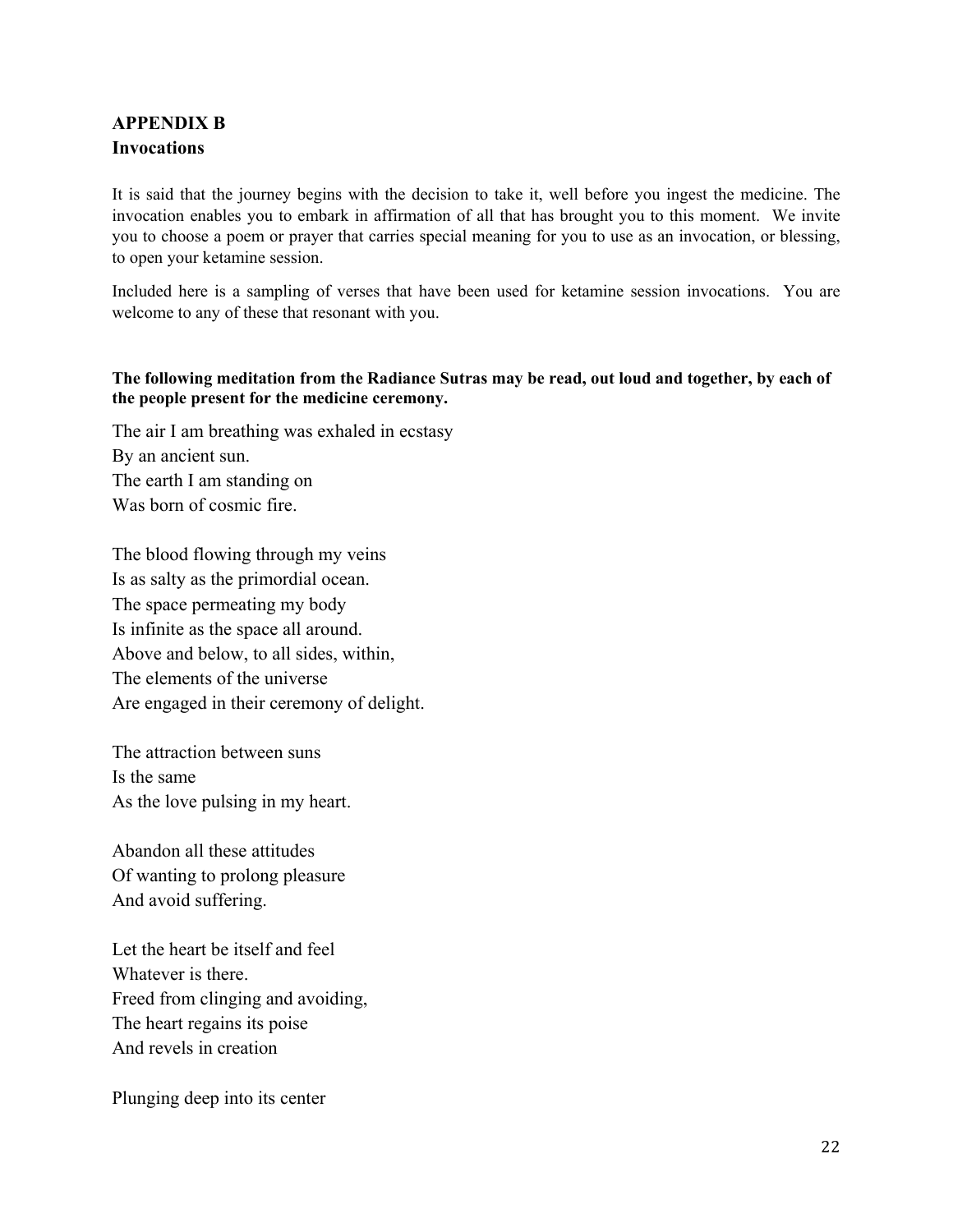## APPENDIX B
## Invocations

It is said that the journey begins with the decision to take it, well before you ingest the medicine. The invocation enables you to embark in affirmation of all that has brought you to this moment. We invite you to choose a poem or prayer that carries special meaning for you to use as an invocation, or blessing, to open your ketamine session.

Included here is a sampling of verses that have been used for ketamine session invocations. You are welcome to any of these that resonant with you.

**The following meditation from the Radiance Sutras may be read, out loud and together, by each of the people present for the medicine ceremony.**

The air I am breathing was exhaled in ecstasy
By an ancient sun.
The earth I am standing on
Was born of cosmic fire.

The blood flowing through my veins
Is as salty as the primordial ocean.
The space permeating my body
Is infinite as the space all around.
Above and below, to all sides, within,
The elements of the universe
Are engaged in their ceremony of delight.

The attraction between suns
Is the same
As the love pulsing in my heart.

Abandon all these attitudes
Of wanting to prolong pleasure
And avoid suffering.

Let the heart be itself and feel
Whatever is there.
Freed from clinging and avoiding,
The heart regains its poise
And revels in creation

Plunging deep into its center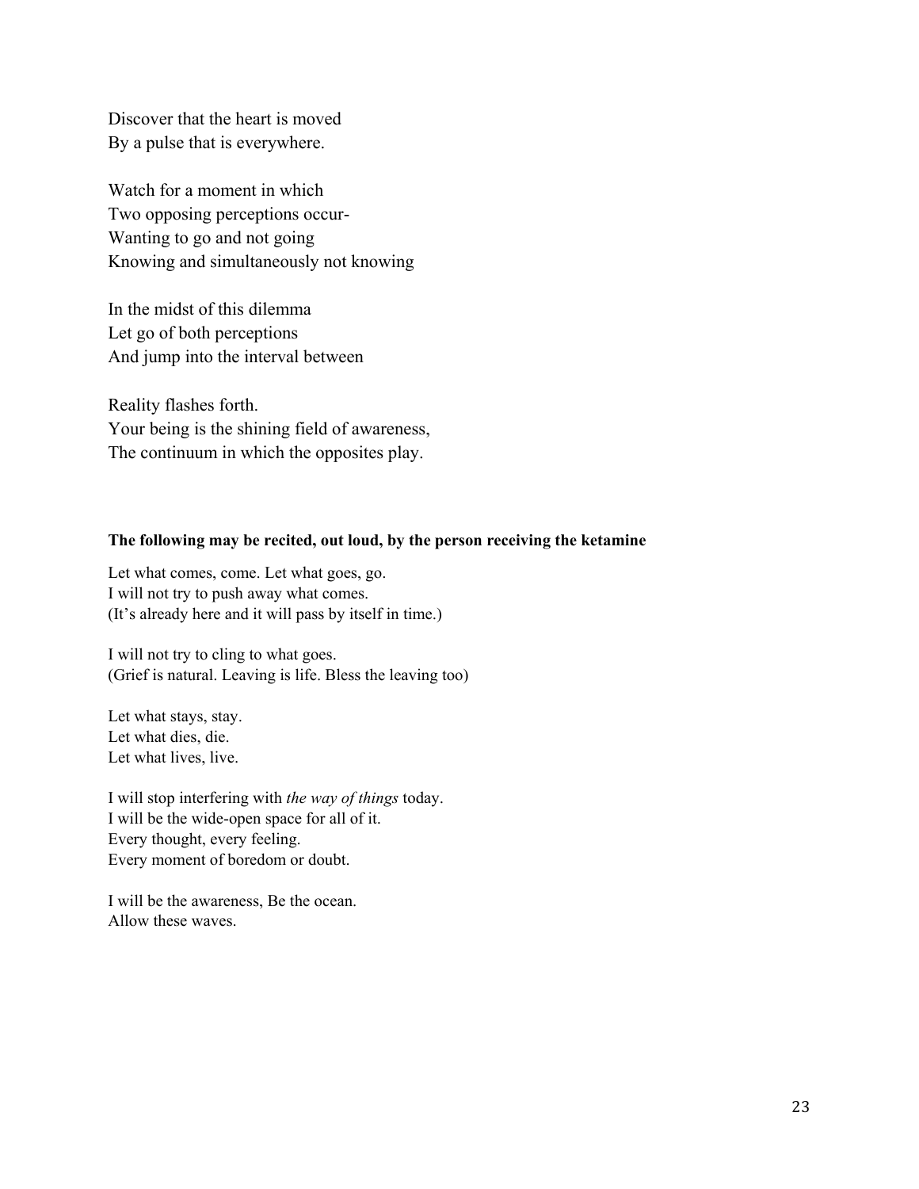Discover that the heart is moved  
By a pulse that is everywhere.

Watch for a moment in which  
Two opposing perceptions occur-  
Wanting to go and not going  
Knowing and simultaneously not knowing

In the midst of this dilemma  
Let go of both perceptions  
And jump into the interval between

Reality flashes forth.  
Your being is the shining field of awareness,  
The continuum in which the opposites play.

**The following may be recited, out loud, by the person receiving the ketamine**

Let what comes, come. Let what goes, go.  
I will not try to push away what comes.  
(It's already here and it will pass by itself in time.)

I will not try to cling to what goes.  
(Grief is natural. Leaving is life. Bless the leaving too)

Let what stays, stay.  
Let what dies, die.  
Let what lives, live.

I will stop interfering with *the way of things* today.  
I will be the wide-open space for all of it.  
Every thought, every feeling.  
Every moment of boredom or doubt.

I will be the awareness, Be the ocean.  
Allow these waves.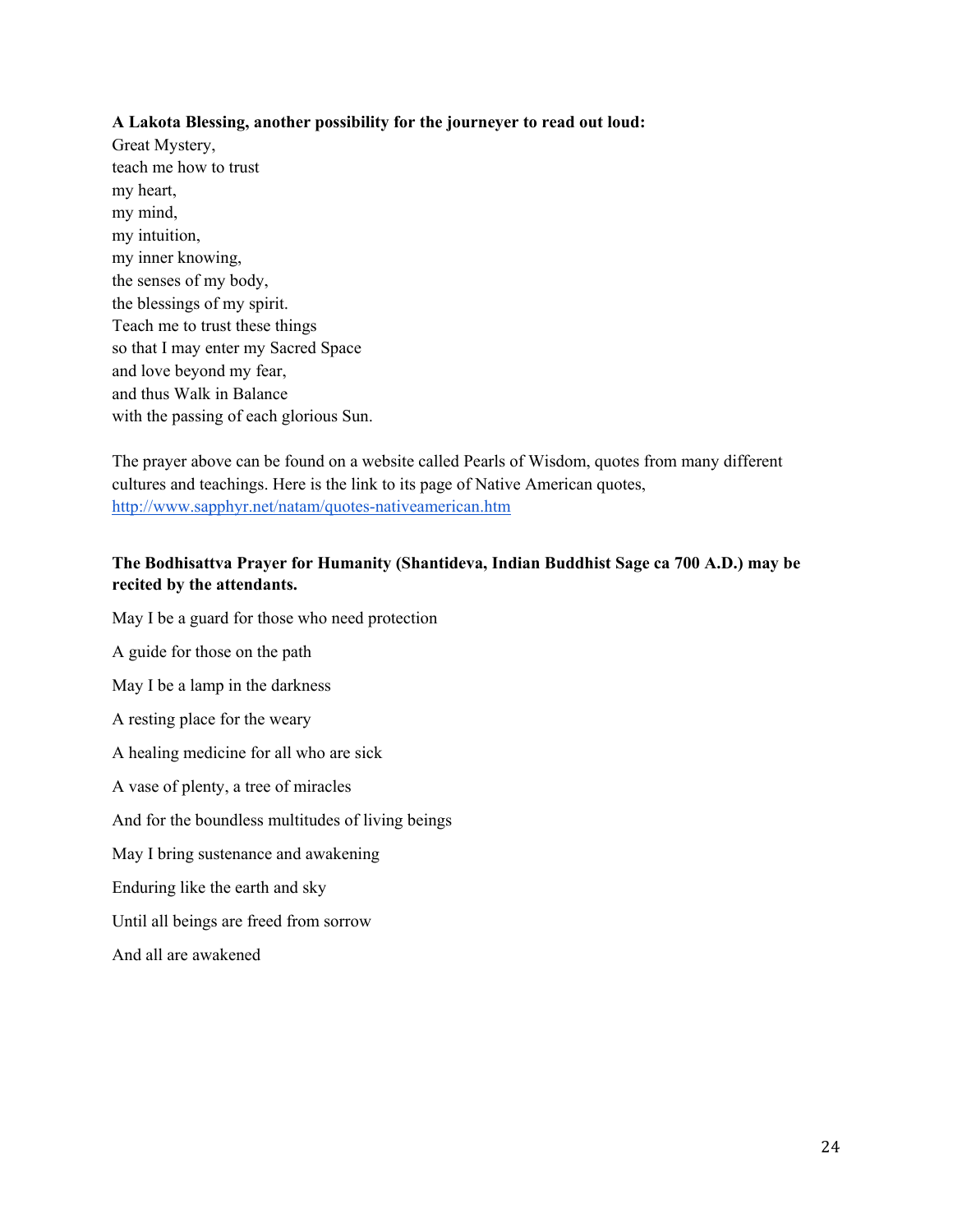**A Lakota Blessing, another possibility for the journeyer to read out loud:**

Great Mystery,
teach me how to trust
my heart,
my mind,
my intuition,
my inner knowing,
the senses of my body,
the blessings of my spirit.
Teach me to trust these things
so that I may enter my Sacred Space
and love beyond my fear,
and thus Walk in Balance
with the passing of each glorious Sun.

The prayer above can be found on a website called Pearls of Wisdom, quotes from many different cultures and teachings. Here is the link to its page of Native American quotes, http://www.sapphyr.net/natam/quotes-nativeamerican.htm

**The Bodhisattva Prayer for Humanity (Shantideva, Indian Buddhist Sage ca 700 A.D.) may be recited by the attendants.**

May I be a guard for those who need protection

A guide for those on the path

May I be a lamp in the darkness

A resting place for the weary

A healing medicine for all who are sick

A vase of plenty, a tree of miracles

And for the boundless multitudes of living beings

May I bring sustenance and awakening

Enduring like the earth and sky

Until all beings are freed from sorrow

And all are awakened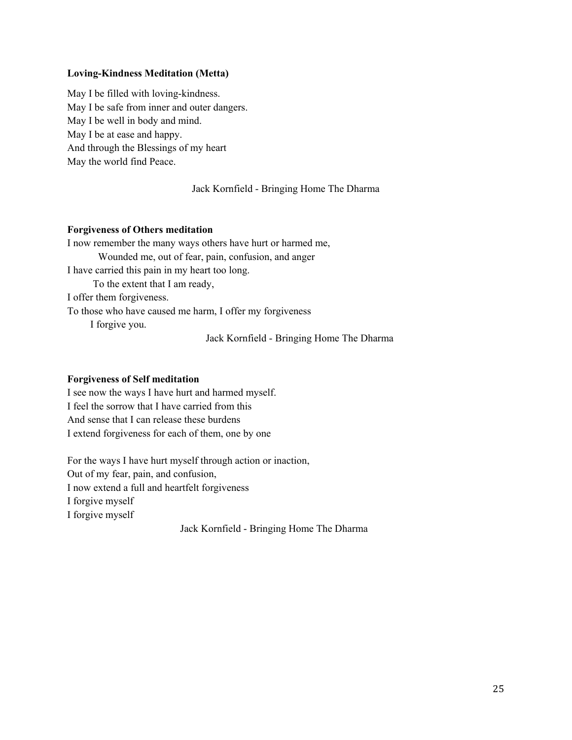**Loving-Kindness Meditation (Metta)**

May I be filled with loving-kindness.
May I be safe from inner and outer dangers.
May I be well in body and mind.
May I be at ease and happy.
And through the Blessings of my heart
May the world find Peace.

Jack Kornfield - Bringing Home The Dharma

**Forgiveness of Others meditation**

I now remember the many ways others have hurt or harmed me,
Wounded me, out of fear, pain, confusion, and anger
I have carried this pain in my heart too long.
To the extent that I am ready,
I offer them forgiveness.
To those who have caused me harm, I offer my forgiveness
I forgive you.

Jack Kornfield - Bringing Home The Dharma

**Forgiveness of Self meditation**

I see now the ways I have hurt and harmed myself.
I feel the sorrow that I have carried from this
And sense that I can release these burdens
I extend forgiveness for each of them, one by one

For the ways I have hurt myself through action or inaction,
Out of my fear, pain, and confusion,
I now extend a full and heartfelt forgiveness
I forgive myself
I forgive myself

Jack Kornfield - Bringing Home The Dharma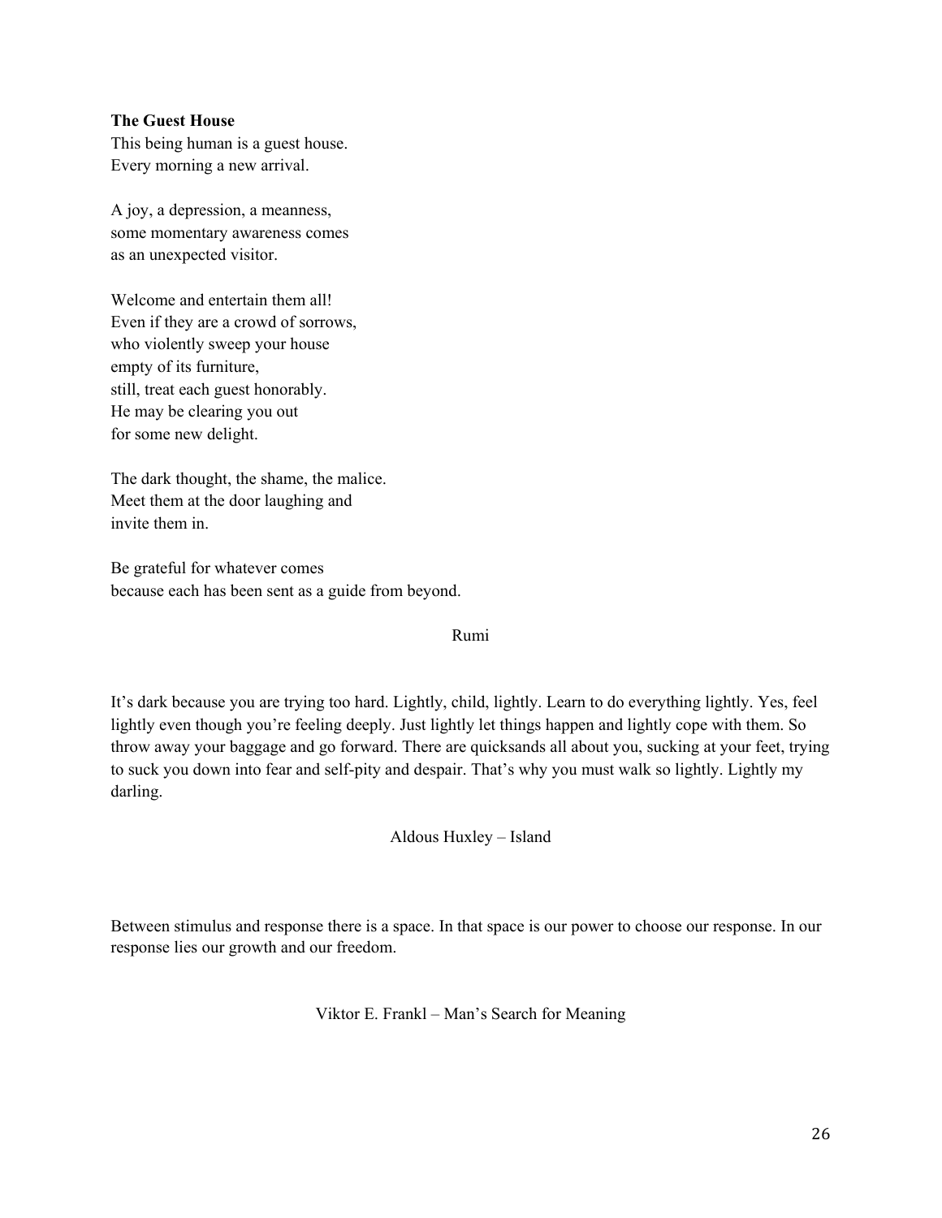**The Guest House**

This being human is a guest house.
Every morning a new arrival.

A joy, a depression, a meanness,
some momentary awareness comes
as an unexpected visitor.

Welcome and entertain them all!
Even if they are a crowd of sorrows,
who violently sweep your house
empty of its furniture,
still, treat each guest honorably.
He may be clearing you out
for some new delight.

The dark thought, the shame, the malice.
Meet them at the door laughing and
invite them in.

Be grateful for whatever comes
because each has been sent as a guide from beyond.

Rumi

It's dark because you are trying too hard. Lightly, child, lightly. Learn to do everything lightly. Yes, feel lightly even though you're feeling deeply. Just lightly let things happen and lightly cope with them. So throw away your baggage and go forward. There are quicksands all about you, sucking at your feet, trying to suck you down into fear and self-pity and despair. That's why you must walk so lightly. Lightly my darling.

Aldous Huxley – Island

Between stimulus and response there is a space. In that space is our power to choose our response. In our response lies our growth and our freedom.

Viktor E. Frankl – Man's Search for Meaning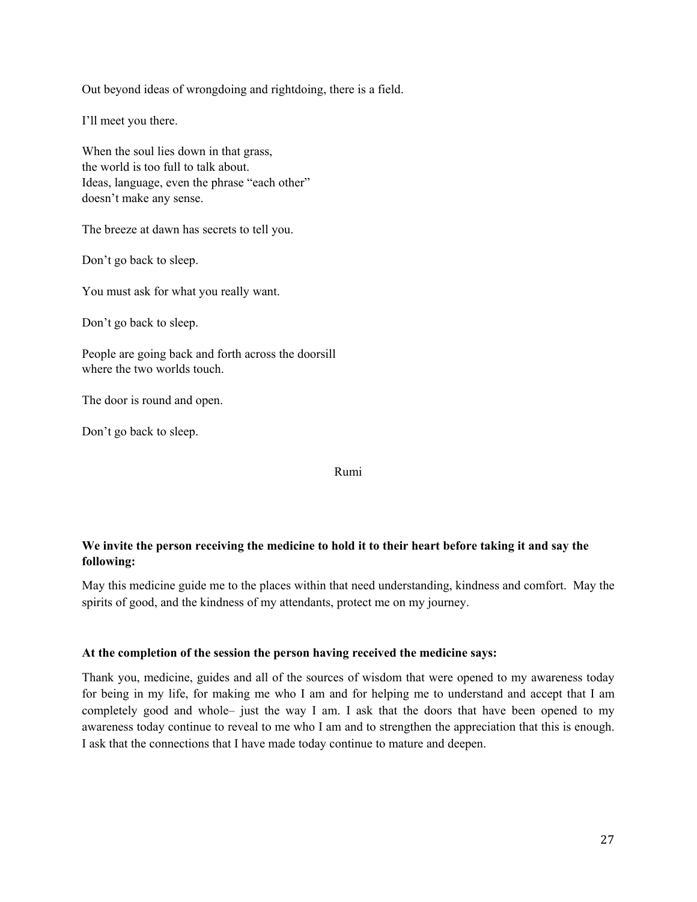Out beyond ideas of wrongdoing and rightdoing, there is a field.

I'll meet you there.

When the soul lies down in that grass,  
the world is too full to talk about.  
Ideas, language, even the phrase "each other"  
doesn't make any sense.

The breeze at dawn has secrets to tell you.

Don't go back to sleep.

You must ask for what you really want.

Don't go back to sleep.

People are going back and forth across the doorsill  
where the two worlds touch.

The door is round and open.

Don't go back to sleep.

Rumi

**We invite the person receiving the medicine to hold it to their heart before taking it and say the following:**

May this medicine guide me to the places within that need understanding, kindness and comfort. May the spirits of good, and the kindness of my attendants, protect me on my journey.

**At the completion of the session the person having received the medicine says:**

Thank you, medicine, guides and all of the sources of wisdom that were opened to my awareness today for being in my life, for making me who I am and for helping me to understand and accept that I am completely good and whole– just the way I am. I ask that the doors that have been opened to my awareness today continue to reveal to me who I am and to strengthen the appreciation that this is enough. I ask that the connections that I have made today continue to mature and deepen.